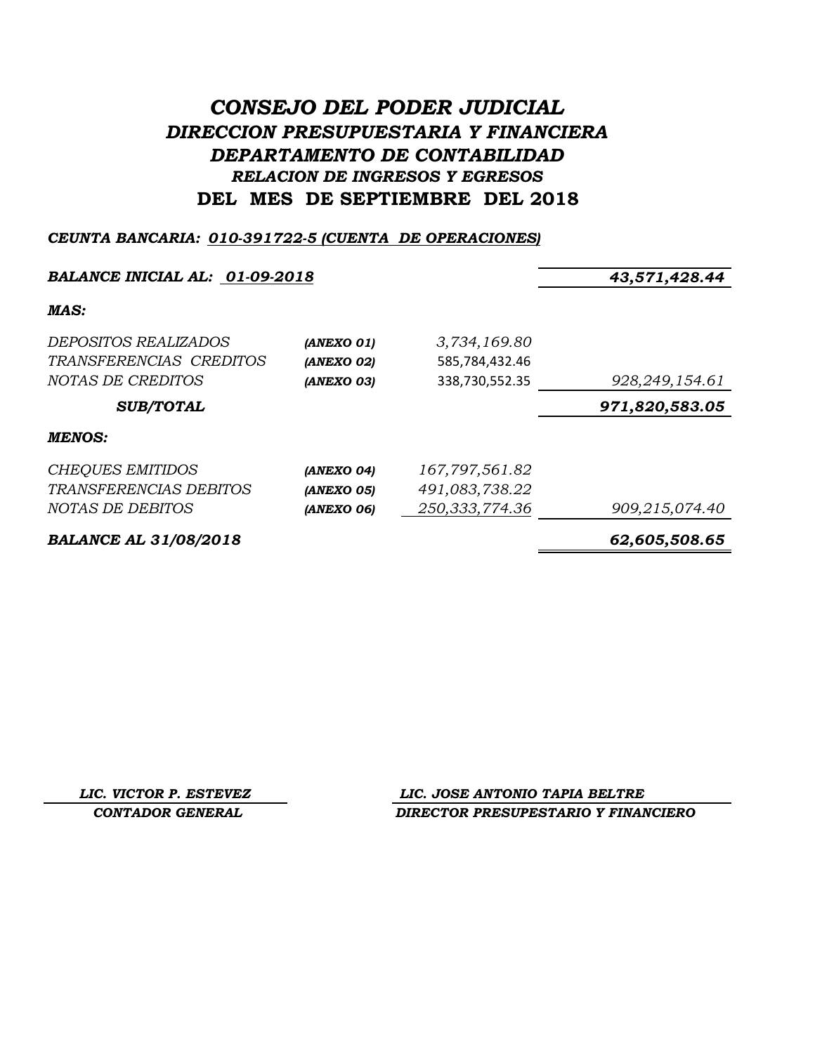# *CONSEJO DEL PODER JUDICIAL*
## *DIRECCION PRESUPUESTARIA Y FINANCIERA*
## *DEPARTAMENTO DE CONTABILIDAD*
### *RELACION DE INGRESOS Y EGRESOS*
## DEL MES DE SEPTIEMBRE DEL 2018

***CEUNTA BANCARIA: 010-391722-5 (CUENTA DE OPERACIONES)***

| | | | |
|---|---|---|---|
| ***BALANCE INICIAL AL: 01-09-2018*** | | | ***43,571,428.44*** |
| ***MAS:*** | | | |
| *DEPOSITOS REALIZADOS* | ***(ANEXO 01)*** | *3,734,169.80* | |
| *TRANSFERENCIAS CREDITOS* | ***(ANEXO 02)*** | 585,784,432.46 | |
| *NOTAS DE CREDITOS* | ***(ANEXO 03)*** | 338,730,552.35 | *928,249,154.61* |
| ***SUB/TOTAL*** | | | ***971,820,583.05*** |
| ***MENOS:*** | | | |
| *CHEQUES EMITIDOS* | ***(ANEXO 04)*** | *167,797,561.82* | |
| *TRANSFERENCIAS DEBITOS* | ***(ANEXO 05)*** | *491,083,738.22* | |
| *NOTAS DE DEBITOS* | ***(ANEXO 06)*** | *250,333,774.36* | *909,215,074.40* |
| ***BALANCE AL 31/08/2018*** | | | ***62,605,508.65*** |

| | |
|---|---|
| ***LIC. VICTOR P. ESTEVEZ*** | ***LIC. JOSE ANTONIO TAPIA BELTRE*** |
| ***CONTADOR GENERAL*** | ***DIRECTOR PRESUPESTARIO Y FINANCIERO*** |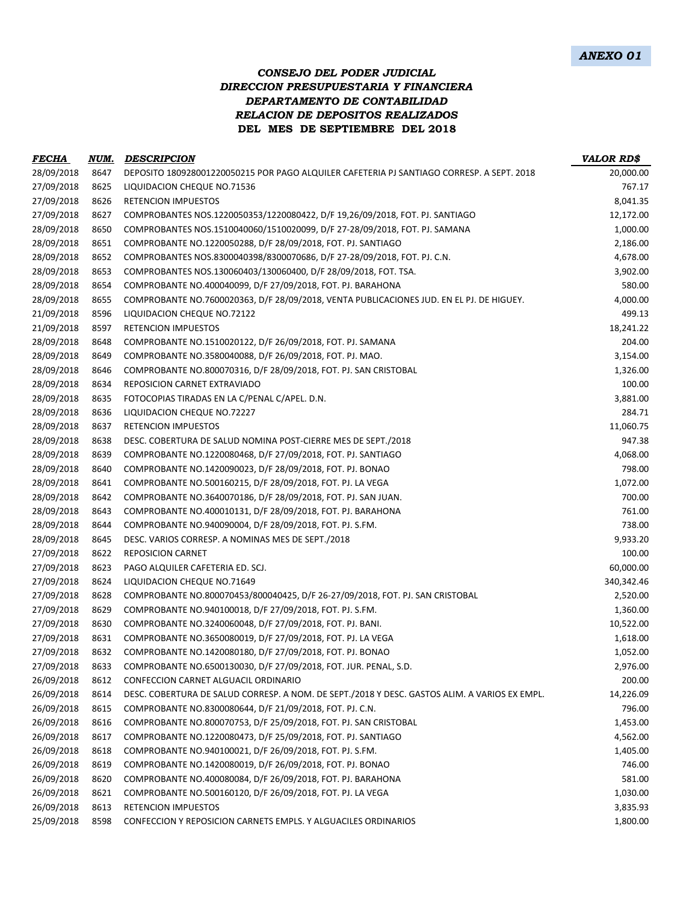***ANEXO 01***

### *CONSEJO DEL PODER JUDICIAL*
### *DIRECCION PRESUPUESTARIA Y FINANCIERA*
### *DEPARTAMENTO DE CONTABILIDAD*
### *RELACION DE DEPOSITOS REALIZADOS*
### DEL MES DE SEPTIEMBRE DEL 2018

| *FECHA* | *NUM.* | *DESCRIPCION* | *VALOR RD$* |
|---|---|---|---|
| 28/09/2018 | 8647 | DEPOSITO 180928001220050215 POR PAGO ALQUILER CAFETERIA PJ SANTIAGO CORRESP. A SEPT. 2018 | 20,000.00 |
| 27/09/2018 | 8625 | LIQUIDACION CHEQUE NO.71536 | 767.17 |
| 27/09/2018 | 8626 | RETENCION IMPUESTOS | 8,041.35 |
| 27/09/2018 | 8627 | COMPROBANTES NOS.1220050353/1220080422, D/F 19,26/09/2018, FOT. PJ. SANTIAGO | 12,172.00 |
| 28/09/2018 | 8650 | COMPROBANTES NOS.1510040060/1510020099, D/F 27-28/09/2018, FOT. PJ. SAMANA | 1,000.00 |
| 28/09/2018 | 8651 | COMPROBANTE NO.1220050288, D/F 28/09/2018, FOT. PJ. SANTIAGO | 2,186.00 |
| 28/09/2018 | 8652 | COMPROBANTES NOS.8300040398/8300070686, D/F 27-28/09/2018, FOT. PJ. C.N. | 4,678.00 |
| 28/09/2018 | 8653 | COMPROBANTES NOS.130060403/130060400, D/F 28/09/2018, FOT. TSA. | 3,902.00 |
| 28/09/2018 | 8654 | COMPROBANTE NO.400040099, D/F 27/09/2018, FOT. PJ. BARAHONA | 580.00 |
| 28/09/2018 | 8655 | COMPROBANTE NO.7600020363, D/F 28/09/2018, VENTA PUBLICACIONES JUD. EN EL PJ. DE HIGUEY. | 4,000.00 |
| 21/09/2018 | 8596 | LIQUIDACION CHEQUE NO.72122 | 499.13 |
| 21/09/2018 | 8597 | RETENCION IMPUESTOS | 18,241.22 |
| 28/09/2018 | 8648 | COMPROBANTE NO.1510020122, D/F 26/09/2018, FOT. PJ. SAMANA | 204.00 |
| 28/09/2018 | 8649 | COMPROBANTE NO.3580040088, D/F 26/09/2018, FOT. PJ. MAO. | 3,154.00 |
| 28/09/2018 | 8646 | COMPROBANTE NO.800070316, D/F 28/09/2018, FOT. PJ. SAN CRISTOBAL | 1,326.00 |
| 28/09/2018 | 8634 | REPOSICION CARNET EXTRAVIADO | 100.00 |
| 28/09/2018 | 8635 | FOTOCOPIAS TIRADAS EN LA C/PENAL C/APEL. D.N. | 3,881.00 |
| 28/09/2018 | 8636 | LIQUIDACION CHEQUE NO.72227 | 284.71 |
| 28/09/2018 | 8637 | RETENCION IMPUESTOS | 11,060.75 |
| 28/09/2018 | 8638 | DESC. COBERTURA DE SALUD NOMINA POST-CIERRE MES DE SEPT./2018 | 947.38 |
| 28/09/2018 | 8639 | COMPROBANTE NO.1220080468, D/F 27/09/2018, FOT. PJ. SANTIAGO | 4,068.00 |
| 28/09/2018 | 8640 | COMPROBANTE NO.1420090023, D/F 28/09/2018, FOT. PJ. BONAO | 798.00 |
| 28/09/2018 | 8641 | COMPROBANTE NO.500160215, D/F 28/09/2018, FOT. PJ. LA VEGA | 1,072.00 |
| 28/09/2018 | 8642 | COMPROBANTE NO.3640070186, D/F 28/09/2018, FOT. PJ. SAN JUAN. | 700.00 |
| 28/09/2018 | 8643 | COMPROBANTE NO.400010131, D/F 28/09/2018, FOT. PJ. BARAHONA | 761.00 |
| 28/09/2018 | 8644 | COMPROBANTE NO.940090004, D/F 28/09/2018, FOT. PJ. S.FM. | 738.00 |
| 28/09/2018 | 8645 | DESC. VARIOS CORRESP. A NOMINAS MES DE SEPT./2018 | 9,933.20 |
| 27/09/2018 | 8622 | REPOSICION CARNET | 100.00 |
| 27/09/2018 | 8623 | PAGO ALQUILER CAFETERIA ED. SCJ. | 60,000.00 |
| 27/09/2018 | 8624 | LIQUIDACION CHEQUE NO.71649 | 340,342.46 |
| 27/09/2018 | 8628 | COMPROBANTE NO.800070453/800040425, D/F 26-27/09/2018, FOT. PJ. SAN CRISTOBAL | 2,520.00 |
| 27/09/2018 | 8629 | COMPROBANTE NO.940100018, D/F 27/09/2018, FOT. PJ. S.FM. | 1,360.00 |
| 27/09/2018 | 8630 | COMPROBANTE NO.3240060048, D/F 27/09/2018, FOT. PJ. BANI. | 10,522.00 |
| 27/09/2018 | 8631 | COMPROBANTE NO.3650080019, D/F 27/09/2018, FOT. PJ. LA VEGA | 1,618.00 |
| 27/09/2018 | 8632 | COMPROBANTE NO.1420080180, D/F 27/09/2018, FOT. PJ. BONAO | 1,052.00 |
| 27/09/2018 | 8633 | COMPROBANTE NO.6500130030, D/F 27/09/2018, FOT. JUR. PENAL, S.D. | 2,976.00 |
| 26/09/2018 | 8612 | CONFECCION CARNET ALGUACIL ORDINARIO | 200.00 |
| 26/09/2018 | 8614 | DESC. COBERTURA DE SALUD CORRESP. A NOM. DE SEPT./2018 Y DESC. GASTOS ALIM. A VARIOS EX EMPL. | 14,226.09 |
| 26/09/2018 | 8615 | COMPROBANTE NO.8300080644, D/F 21/09/2018, FOT. PJ. C.N. | 796.00 |
| 26/09/2018 | 8616 | COMPROBANTE NO.800070753, D/F 25/09/2018, FOT. PJ. SAN CRISTOBAL | 1,453.00 |
| 26/09/2018 | 8617 | COMPROBANTE NO.1220080473, D/F 25/09/2018, FOT. PJ. SANTIAGO | 4,562.00 |
| 26/09/2018 | 8618 | COMPROBANTE NO.940100021, D/F 26/09/2018, FOT. PJ. S.FM. | 1,405.00 |
| 26/09/2018 | 8619 | COMPROBANTE NO.1420080019, D/F 26/09/2018, FOT. PJ. BONAO | 746.00 |
| 26/09/2018 | 8620 | COMPROBANTE NO.400080084, D/F 26/09/2018, FOT. PJ. BARAHONA | 581.00 |
| 26/09/2018 | 8621 | COMPROBANTE NO.500160120, D/F 26/09/2018, FOT. PJ. LA VEGA | 1,030.00 |
| 26/09/2018 | 8613 | RETENCION IMPUESTOS | 3,835.93 |
| 25/09/2018 | 8598 | CONFECCION Y REPOSICION CARNETS EMPLS. Y ALGUACILES ORDINARIOS | 1,800.00 |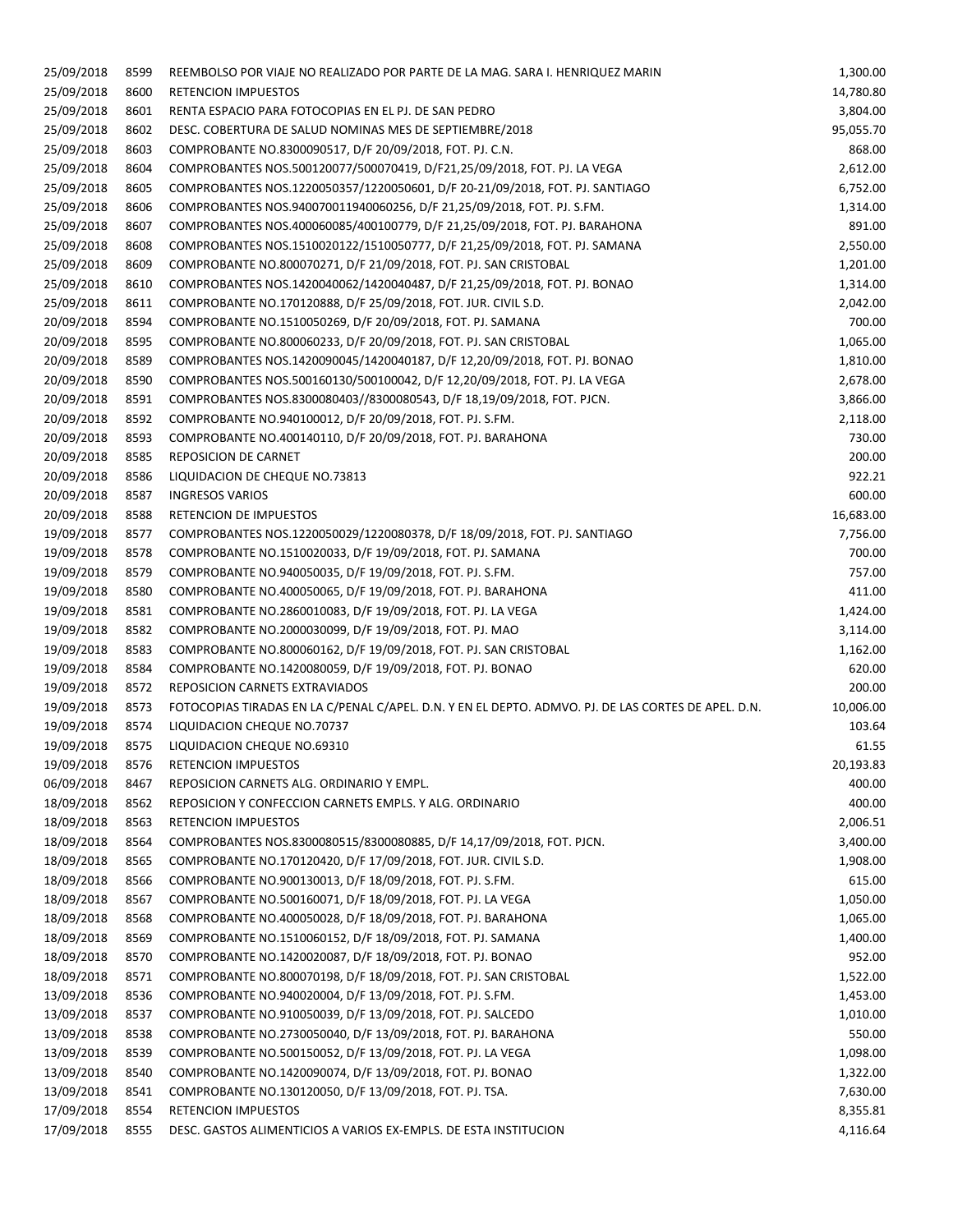| | | | |
|---|---|---|---|
| 25/09/2018 | 8599 | REEMBOLSO POR VIAJE NO REALIZADO POR PARTE DE LA MAG. SARA I. HENRIQUEZ MARIN | 1,300.00 |
| 25/09/2018 | 8600 | RETENCION IMPUESTOS | 14,780.80 |
| 25/09/2018 | 8601 | RENTA ESPACIO PARA FOTOCOPIAS EN EL PJ. DE SAN PEDRO | 3,804.00 |
| 25/09/2018 | 8602 | DESC. COBERTURA DE SALUD NOMINAS MES DE SEPTIEMBRE/2018 | 95,055.70 |
| 25/09/2018 | 8603 | COMPROBANTE NO.8300090517, D/F 20/09/2018, FOT. PJ. C.N. | 868.00 |
| 25/09/2018 | 8604 | COMPROBANTES NOS.500120077/500070419, D/F21,25/09/2018, FOT. PJ. LA VEGA | 2,612.00 |
| 25/09/2018 | 8605 | COMPROBANTES NOS.1220050357/1220050601, D/F 20-21/09/2018, FOT. PJ. SANTIAGO | 6,752.00 |
| 25/09/2018 | 8606 | COMPROBANTES NOS.940070011940060256, D/F 21,25/09/2018, FOT. PJ. S.FM. | 1,314.00 |
| 25/09/2018 | 8607 | COMPROBANTES NOS.400060085/400100779, D/F 21,25/09/2018, FOT. PJ. BARAHONA | 891.00 |
| 25/09/2018 | 8608 | COMPROBANTES NOS.1510020122/1510050777, D/F 21,25/09/2018, FOT. PJ. SAMANA | 2,550.00 |
| 25/09/2018 | 8609 | COMPROBANTE NO.800070271, D/F 21/09/2018, FOT. PJ. SAN CRISTOBAL | 1,201.00 |
| 25/09/2018 | 8610 | COMPROBANTES NOS.1420040062/1420040487, D/F 21,25/09/2018, FOT. PJ. BONAO | 1,314.00 |
| 25/09/2018 | 8611 | COMPROBANTE NO.170120888, D/F 25/09/2018, FOT. JUR. CIVIL S.D. | 2,042.00 |
| 20/09/2018 | 8594 | COMPROBANTE NO.1510050269, D/F 20/09/2018, FOT. PJ. SAMANA | 700.00 |
| 20/09/2018 | 8595 | COMPROBANTE NO.800060233, D/F 20/09/2018, FOT. PJ. SAN CRISTOBAL | 1,065.00 |
| 20/09/2018 | 8589 | COMPROBANTES NOS.1420090045/1420040187, D/F 12,20/09/2018, FOT. PJ. BONAO | 1,810.00 |
| 20/09/2018 | 8590 | COMPROBANTES NOS.500160130/500100042, D/F 12,20/09/2018, FOT. PJ. LA VEGA | 2,678.00 |
| 20/09/2018 | 8591 | COMPROBANTES NOS.8300080403//8300080543, D/F 18,19/09/2018, FOT. PJCN. | 3,866.00 |
| 20/09/2018 | 8592 | COMPROBANTE NO.940100012, D/F 20/09/2018, FOT. PJ. S.FM. | 2,118.00 |
| 20/09/2018 | 8593 | COMPROBANTE NO.400140110, D/F 20/09/2018, FOT. PJ. BARAHONA | 730.00 |
| 20/09/2018 | 8585 | REPOSICION DE CARNET | 200.00 |
| 20/09/2018 | 8586 | LIQUIDACION DE CHEQUE NO.73813 | 922.21 |
| 20/09/2018 | 8587 | INGRESOS VARIOS | 600.00 |
| 20/09/2018 | 8588 | RETENCION DE IMPUESTOS | 16,683.00 |
| 19/09/2018 | 8577 | COMPROBANTES NOS.1220050029/1220080378, D/F 18/09/2018, FOT. PJ. SANTIAGO | 7,756.00 |
| 19/09/2018 | 8578 | COMPROBANTE NO.1510020033, D/F 19/09/2018, FOT. PJ. SAMANA | 700.00 |
| 19/09/2018 | 8579 | COMPROBANTE NO.940050035, D/F 19/09/2018, FOT. PJ. S.FM. | 757.00 |
| 19/09/2018 | 8580 | COMPROBANTE NO.400050065, D/F 19/09/2018, FOT. PJ. BARAHONA | 411.00 |
| 19/09/2018 | 8581 | COMPROBANTE NO.2860010083, D/F 19/09/2018, FOT. PJ. LA VEGA | 1,424.00 |
| 19/09/2018 | 8582 | COMPROBANTE NO.2000030099, D/F 19/09/2018, FOT. PJ. MAO | 3,114.00 |
| 19/09/2018 | 8583 | COMPROBANTE NO.800060162, D/F 19/09/2018, FOT. PJ. SAN CRISTOBAL | 1,162.00 |
| 19/09/2018 | 8584 | COMPROBANTE NO.1420080059, D/F 19/09/2018, FOT. PJ. BONAO | 620.00 |
| 19/09/2018 | 8572 | REPOSICION CARNETS EXTRAVIADOS | 200.00 |
| 19/09/2018 | 8573 | FOTOCOPIAS TIRADAS EN LA C/PENAL C/APEL. D.N. Y EN EL DEPTO. ADMVO. PJ. DE LAS CORTES DE APEL. D.N. | 10,006.00 |
| 19/09/2018 | 8574 | LIQUIDACION CHEQUE NO.70737 | 103.64 |
| 19/09/2018 | 8575 | LIQUIDACION CHEQUE NO.69310 | 61.55 |
| 19/09/2018 | 8576 | RETENCION IMPUESTOS | 20,193.83 |
| 06/09/2018 | 8467 | REPOSICION CARNETS ALG. ORDINARIO Y EMPL. | 400.00 |
| 18/09/2018 | 8562 | REPOSICION Y CONFECCION CARNETS EMPLS. Y ALG. ORDINARIO | 400.00 |
| 18/09/2018 | 8563 | RETENCION IMPUESTOS | 2,006.51 |
| 18/09/2018 | 8564 | COMPROBANTES NOS.8300080515/8300080885, D/F 14,17/09/2018, FOT. PJCN. | 3,400.00 |
| 18/09/2018 | 8565 | COMPROBANTE NO.170120420, D/F 17/09/2018, FOT. JUR. CIVIL S.D. | 1,908.00 |
| 18/09/2018 | 8566 | COMPROBANTE NO.900130013, D/F 18/09/2018, FOT. PJ. S.FM. | 615.00 |
| 18/09/2018 | 8567 | COMPROBANTE NO.500160071, D/F 18/09/2018, FOT. PJ. LA VEGA | 1,050.00 |
| 18/09/2018 | 8568 | COMPROBANTE NO.400050028, D/F 18/09/2018, FOT. PJ. BARAHONA | 1,065.00 |
| 18/09/2018 | 8569 | COMPROBANTE NO.1510060152, D/F 18/09/2018, FOT. PJ. SAMANA | 1,400.00 |
| 18/09/2018 | 8570 | COMPROBANTE NO.1420020087, D/F 18/09/2018, FOT. PJ. BONAO | 952.00 |
| 18/09/2018 | 8571 | COMPROBANTE NO.800070198, D/F 18/09/2018, FOT. PJ. SAN CRISTOBAL | 1,522.00 |
| 13/09/2018 | 8536 | COMPROBANTE NO.940020004, D/F 13/09/2018, FOT. PJ. S.FM. | 1,453.00 |
| 13/09/2018 | 8537 | COMPROBANTE NO.910050039, D/F 13/09/2018, FOT. PJ. SALCEDO | 1,010.00 |
| 13/09/2018 | 8538 | COMPROBANTE NO.2730050040, D/F 13/09/2018, FOT. PJ. BARAHONA | 550.00 |
| 13/09/2018 | 8539 | COMPROBANTE NO.500150052, D/F 13/09/2018, FOT. PJ. LA VEGA | 1,098.00 |
| 13/09/2018 | 8540 | COMPROBANTE NO.1420090074, D/F 13/09/2018, FOT. PJ. BONAO | 1,322.00 |
| 13/09/2018 | 8541 | COMPROBANTE NO.130120050, D/F 13/09/2018, FOT. PJ. TSA. | 7,630.00 |
| 17/09/2018 | 8554 | RETENCION IMPUESTOS | 8,355.81 |
| 17/09/2018 | 8555 | DESC. GASTOS ALIMENTICIOS A VARIOS EX-EMPLS. DE ESTA INSTITUCION | 4,116.64 |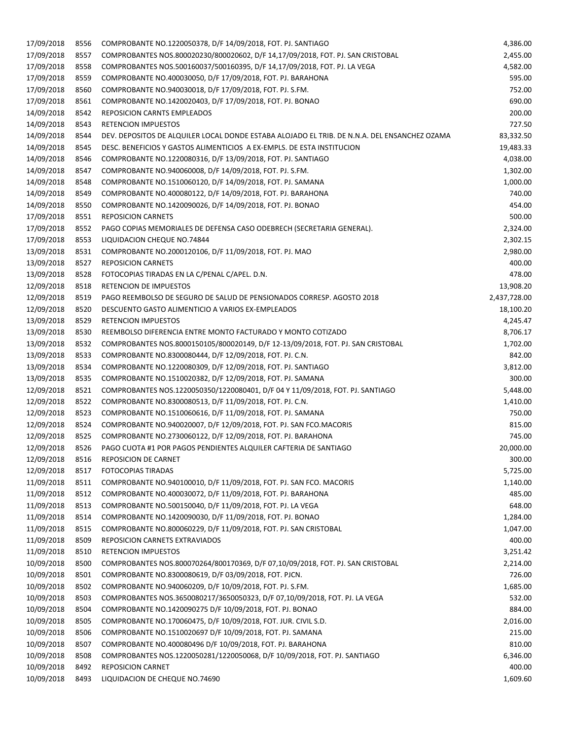| | | | |
|---|---|---|---|
| 17/09/2018 | 8556 | COMPROBANTE NO.1220050378, D/F 14/09/2018, FOT. PJ. SANTIAGO | 4,386.00 |
| 17/09/2018 | 8557 | COMPROBANTES NOS.800020230/800020602, D/F 14,17/09/2018, FOT. PJ. SAN CRISTOBAL | 2,455.00 |
| 17/09/2018 | 8558 | COMPROBANTES NOS.500160037/500160395, D/F 14,17/09/2018, FOT. PJ. LA VEGA | 4,582.00 |
| 17/09/2018 | 8559 | COMPROBANTE NO.400030050, D/F 17/09/2018, FOT. PJ. BARAHONA | 595.00 |
| 17/09/2018 | 8560 | COMPROBANTE NO.940030018, D/F 17/09/2018, FOT. PJ. S.FM. | 752.00 |
| 17/09/2018 | 8561 | COMPROBANTE NO.1420020403, D/F 17/09/2018, FOT. PJ. BONAO | 690.00 |
| 14/09/2018 | 8542 | REPOSICION CARNTS EMPLEADOS | 200.00 |
| 14/09/2018 | 8543 | RETENCION IMPUESTOS | 727.50 |
| 14/09/2018 | 8544 | DEV. DEPOSITOS DE ALQUILER LOCAL DONDE ESTABA ALOJADO EL TRIB. DE N.N.A. DEL ENSANCHEZ OZAMA | 83,332.50 |
| 14/09/2018 | 8545 | DESC. BENEFICIOS Y GASTOS ALIMENTICIOS A EX-EMPLS. DE ESTA INSTITUCION | 19,483.33 |
| 14/09/2018 | 8546 | COMPROBANTE NO.1220080316, D/F 13/09/2018, FOT. PJ. SANTIAGO | 4,038.00 |
| 14/09/2018 | 8547 | COMPROBANTE NO.940060008, D/F 14/09/2018, FOT. PJ. S.FM. | 1,302.00 |
| 14/09/2018 | 8548 | COMPROBANTE NO.1510060120, D/F 14/09/2018, FOT. PJ. SAMANA | 1,000.00 |
| 14/09/2018 | 8549 | COMPROBANTE NO.400080122, D/F 14/09/2018, FOT. PJ. BARAHONA | 740.00 |
| 14/09/2018 | 8550 | COMPROBANTE NO.1420090026, D/F 14/09/2018, FOT. PJ. BONAO | 454.00 |
| 17/09/2018 | 8551 | REPOSICION CARNETS | 500.00 |
| 17/09/2018 | 8552 | PAGO COPIAS MEMORIALES DE DEFENSA CASO ODEBRECH (SECRETARIA GENERAL). | 2,324.00 |
| 17/09/2018 | 8553 | LIQUIDACION CHEQUE NO.74844 | 2,302.15 |
| 13/09/2018 | 8531 | COMPROBANTE NO.2000120106, D/F 11/09/2018, FOT. PJ. MAO | 2,980.00 |
| 13/09/2018 | 8527 | REPOSICION CARNETS | 400.00 |
| 13/09/2018 | 8528 | FOTOCOPIAS TIRADAS EN LA C/PENAL C/APEL. D.N. | 478.00 |
| 12/09/2018 | 8518 | RETENCION DE IMPUESTOS | 13,908.20 |
| 12/09/2018 | 8519 | PAGO REEMBOLSO DE SEGURO DE SALUD DE PENSIONADOS CORRESP. AGOSTO 2018 | 2,437,728.00 |
| 12/09/2018 | 8520 | DESCUENTO GASTO ALIMENTICIO A VARIOS EX-EMPLEADOS | 18,100.20 |
| 13/09/2018 | 8529 | RETENCION IMPUESTOS | 4,245.47 |
| 13/09/2018 | 8530 | REEMBOLSO DIFERENCIA ENTRE MONTO FACTURADO Y MONTO COTIZADO | 8,706.17 |
| 13/09/2018 | 8532 | COMPROBANTES NOS.8000150105/800020149, D/F 12-13/09/2018, FOT. PJ. SAN CRISTOBAL | 1,702.00 |
| 13/09/2018 | 8533 | COMPROBANTE NO.8300080444, D/F 12/09/2018, FOT. PJ. C.N. | 842.00 |
| 13/09/2018 | 8534 | COMPROBANTE NO.1220080309, D/F 12/09/2018, FOT. PJ. SANTIAGO | 3,812.00 |
| 13/09/2018 | 8535 | COMPROBANTE NO.1510020382, D/F 12/09/2018, FOT. PJ. SAMANA | 300.00 |
| 12/09/2018 | 8521 | COMPROBANTES NOS.1220050350/1220080401, D/F 04 Y 11/09/2018, FOT. PJ. SANTIAGO | 5,448.00 |
| 12/09/2018 | 8522 | COMPROBANTE NO.8300080513, D/F 11/09/2018, FOT. PJ. C.N. | 1,410.00 |
| 12/09/2018 | 8523 | COMPROBANTE NO.1510060616, D/F 11/09/2018, FOT. PJ. SAMANA | 750.00 |
| 12/09/2018 | 8524 | COMPROBANTE NO.940020007, D/F 12/09/2018, FOT. PJ. SAN FCO.MACORIS | 815.00 |
| 12/09/2018 | 8525 | COMPROBANTE NO.2730060122, D/F 12/09/2018, FOT. PJ. BARAHONA | 745.00 |
| 12/09/2018 | 8526 | PAGO CUOTA #1 POR PAGOS PENDIENTES ALQUILER CAFTERIA DE SANTIAGO | 20,000.00 |
| 12/09/2018 | 8516 | REPOSICION DE CARNET | 300.00 |
| 12/09/2018 | 8517 | FOTOCOPIAS TIRADAS | 5,725.00 |
| 11/09/2018 | 8511 | COMPROBANTE NO.940100010, D/F 11/09/2018, FOT. PJ. SAN FCO. MACORIS | 1,140.00 |
| 11/09/2018 | 8512 | COMPROBANTE NO.400030072, D/F 11/09/2018, FOT. PJ. BARAHONA | 485.00 |
| 11/09/2018 | 8513 | COMPROBANTE NO.500150040, D/F 11/09/2018, FOT. PJ. LA VEGA | 648.00 |
| 11/09/2018 | 8514 | COMPROBANTE NO.1420090030, D/F 11/09/2018, FOT. PJ. BONAO | 1,284.00 |
| 11/09/2018 | 8515 | COMPROBANTE NO.800060229, D/F 11/09/2018, FOT. PJ. SAN CRISTOBAL | 1,047.00 |
| 11/09/2018 | 8509 | REPOSICION CARNETS EXTRAVIADOS | 400.00 |
| 11/09/2018 | 8510 | RETENCION IMPUESTOS | 3,251.42 |
| 10/09/2018 | 8500 | COMPROBANTES NOS.800070264/800170369, D/F 07,10/09/2018, FOT. PJ. SAN CRISTOBAL | 2,214.00 |
| 10/09/2018 | 8501 | COMPROBANTE NO.8300080619, D/F 03/09/2018, FOT. PJCN. | 726.00 |
| 10/09/2018 | 8502 | COMPROBANTE NO.940060209, D/F 10/09/2018, FOT. PJ. S.FM. | 1,685.00 |
| 10/09/2018 | 8503 | COMPROBANTES NOS.3650080217/3650050323, D/F 07,10/09/2018, FOT. PJ. LA VEGA | 532.00 |
| 10/09/2018 | 8504 | COMPROBANTE NO.1420090275 D/F 10/09/2018, FOT. PJ. BONAO | 884.00 |
| 10/09/2018 | 8505 | COMPROBANTE NO.170060475, D/F 10/09/2018, FOT. JUR. CIVIL S.D. | 2,016.00 |
| 10/09/2018 | 8506 | COMPROBANTE NO.1510020697 D/F 10/09/2018, FOT. PJ. SAMANA | 215.00 |
| 10/09/2018 | 8507 | COMPROBANTE NO.400080496 D/F 10/09/2018, FOT. PJ. BARAHONA | 810.00 |
| 10/09/2018 | 8508 | COMPROBANTES NOS.1220050281/1220050068, D/F 10/09/2018, FOT. PJ. SANTIAGO | 6,346.00 |
| 10/09/2018 | 8492 | REPOSICION CARNET | 400.00 |
| 10/09/2018 | 8493 | LIQUIDACION DE CHEQUE NO.74690 | 1,609.60 |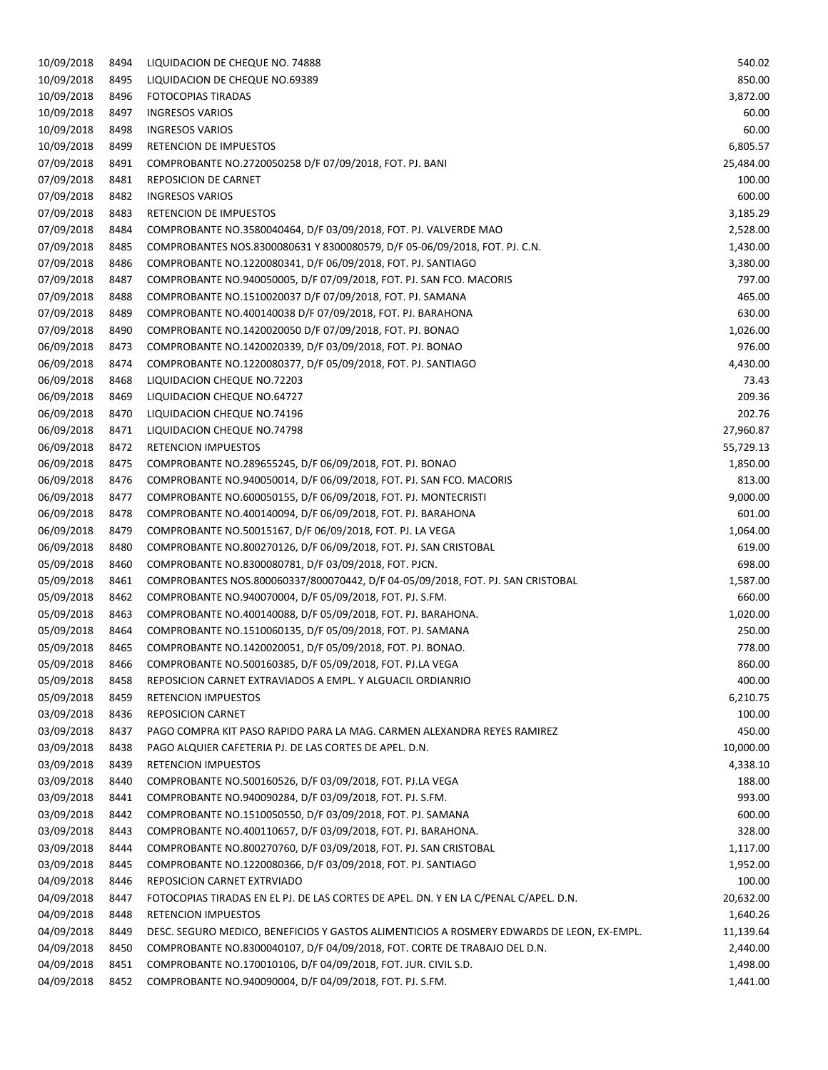| | | | |
|---|---|---|---|
| 10/09/2018 | 8494 | LIQUIDACION DE CHEQUE NO. 74888 | 540.02 |
| 10/09/2018 | 8495 | LIQUIDACION DE CHEQUE NO.69389 | 850.00 |
| 10/09/2018 | 8496 | FOTOCOPIAS TIRADAS | 3,872.00 |
| 10/09/2018 | 8497 | INGRESOS VARIOS | 60.00 |
| 10/09/2018 | 8498 | INGRESOS VARIOS | 60.00 |
| 10/09/2018 | 8499 | RETENCION DE IMPUESTOS | 6,805.57 |
| 07/09/2018 | 8491 | COMPROBANTE NO.2720050258 D/F 07/09/2018, FOT. PJ. BANI | 25,484.00 |
| 07/09/2018 | 8481 | REPOSICION DE CARNET | 100.00 |
| 07/09/2018 | 8482 | INGRESOS VARIOS | 600.00 |
| 07/09/2018 | 8483 | RETENCION DE IMPUESTOS | 3,185.29 |
| 07/09/2018 | 8484 | COMPROBANTE NO.3580040464, D/F 03/09/2018, FOT. PJ. VALVERDE MAO | 2,528.00 |
| 07/09/2018 | 8485 | COMPROBANTES NOS.8300080631 Y 8300080579, D/F 05-06/09/2018, FOT. PJ. C.N. | 1,430.00 |
| 07/09/2018 | 8486 | COMPROBANTE NO.1220080341, D/F 06/09/2018, FOT. PJ. SANTIAGO | 3,380.00 |
| 07/09/2018 | 8487 | COMPROBANTE NO.940050005, D/F 07/09/2018, FOT. PJ. SAN FCO. MACORIS | 797.00 |
| 07/09/2018 | 8488 | COMPROBANTE NO.1510020037 D/F 07/09/2018, FOT. PJ. SAMANA | 465.00 |
| 07/09/2018 | 8489 | COMPROBANTE NO.400140038 D/F 07/09/2018, FOT. PJ. BARAHONA | 630.00 |
| 07/09/2018 | 8490 | COMPROBANTE NO.1420020050 D/F 07/09/2018, FOT. PJ. BONAO | 1,026.00 |
| 06/09/2018 | 8473 | COMPROBANTE NO.1420020339, D/F 03/09/2018, FOT. PJ. BONAO | 976.00 |
| 06/09/2018 | 8474 | COMPROBANTE NO.1220080377, D/F 05/09/2018, FOT. PJ. SANTIAGO | 4,430.00 |
| 06/09/2018 | 8468 | LIQUIDACION CHEQUE NO.72203 | 73.43 |
| 06/09/2018 | 8469 | LIQUIDACION CHEQUE NO.64727 | 209.36 |
| 06/09/2018 | 8470 | LIQUIDACION CHEQUE NO.74196 | 202.76 |
| 06/09/2018 | 8471 | LIQUIDACION CHEQUE NO.74798 | 27,960.87 |
| 06/09/2018 | 8472 | RETENCION IMPUESTOS | 55,729.13 |
| 06/09/2018 | 8475 | COMPROBANTE NO.289655245, D/F 06/09/2018, FOT. PJ. BONAO | 1,850.00 |
| 06/09/2018 | 8476 | COMPROBANTE NO.940050014, D/F 06/09/2018, FOT. PJ. SAN FCO. MACORIS | 813.00 |
| 06/09/2018 | 8477 | COMPROBANTE NO.600050155, D/F 06/09/2018, FOT. PJ. MONTECRISTI | 9,000.00 |
| 06/09/2018 | 8478 | COMPROBANTE NO.400140094, D/F 06/09/2018, FOT. PJ. BARAHONA | 601.00 |
| 06/09/2018 | 8479 | COMPROBANTE NO.50015167, D/F 06/09/2018, FOT. PJ. LA VEGA | 1,064.00 |
| 06/09/2018 | 8480 | COMPROBANTE NO.800270126, D/F 06/09/2018, FOT. PJ. SAN CRISTOBAL | 619.00 |
| 05/09/2018 | 8460 | COMPROBANTE NO.8300080781, D/F 03/09/2018, FOT. PJCN. | 698.00 |
| 05/09/2018 | 8461 | COMPROBANTES NOS.800060337/800070442, D/F 04-05/09/2018, FOT. PJ. SAN CRISTOBAL | 1,587.00 |
| 05/09/2018 | 8462 | COMPROBANTE NO.940070004, D/F 05/09/2018, FOT. PJ. S.FM. | 660.00 |
| 05/09/2018 | 8463 | COMPROBANTE NO.400140088, D/F 05/09/2018, FOT. PJ. BARAHONA. | 1,020.00 |
| 05/09/2018 | 8464 | COMPROBANTE NO.1510060135, D/F 05/09/2018, FOT. PJ. SAMANA | 250.00 |
| 05/09/2018 | 8465 | COMPROBANTE NO.1420020051, D/F 05/09/2018, FOT. PJ. BONAO. | 778.00 |
| 05/09/2018 | 8466 | COMPROBANTE NO.500160385, D/F 05/09/2018, FOT. PJ.LA VEGA | 860.00 |
| 05/09/2018 | 8458 | REPOSICION CARNET EXTRAVIADOS A EMPL. Y ALGUACIL ORDIANRIO | 400.00 |
| 05/09/2018 | 8459 | RETENCION IMPUESTOS | 6,210.75 |
| 03/09/2018 | 8436 | REPOSICION CARNET | 100.00 |
| 03/09/2018 | 8437 | PAGO COMPRA KIT PASO RAPIDO PARA LA MAG. CARMEN ALEXANDRA REYES RAMIREZ | 450.00 |
| 03/09/2018 | 8438 | PAGO ALQUIER CAFETERIA PJ. DE LAS CORTES DE APEL. D.N. | 10,000.00 |
| 03/09/2018 | 8439 | RETENCION IMPUESTOS | 4,338.10 |
| 03/09/2018 | 8440 | COMPROBANTE NO.500160526, D/F 03/09/2018, FOT. PJ.LA VEGA | 188.00 |
| 03/09/2018 | 8441 | COMPROBANTE NO.940090284, D/F 03/09/2018, FOT. PJ. S.FM. | 993.00 |
| 03/09/2018 | 8442 | COMPROBANTE NO.1510050550, D/F 03/09/2018, FOT. PJ. SAMANA | 600.00 |
| 03/09/2018 | 8443 | COMPROBANTE NO.400110657, D/F 03/09/2018, FOT. PJ. BARAHONA. | 328.00 |
| 03/09/2018 | 8444 | COMPROBANTE NO.800270760, D/F 03/09/2018, FOT. PJ. SAN CRISTOBAL | 1,117.00 |
| 03/09/2018 | 8445 | COMPROBANTE NO.1220080366, D/F 03/09/2018, FOT. PJ. SANTIAGO | 1,952.00 |
| 04/09/2018 | 8446 | REPOSICION CARNET EXTRVIADO | 100.00 |
| 04/09/2018 | 8447 | FOTOCOPIAS TIRADAS EN EL PJ. DE LAS CORTES DE APEL. DN. Y EN LA C/PENAL C/APEL. D.N. | 20,632.00 |
| 04/09/2018 | 8448 | RETENCION IMPUESTOS | 1,640.26 |
| 04/09/2018 | 8449 | DESC. SEGURO MEDICO, BENEFICIOS Y GASTOS ALIMENTICIOS A ROSMERY EDWARDS DE LEON, EX-EMPL. | 11,139.64 |
| 04/09/2018 | 8450 | COMPROBANTE NO.8300040107, D/F 04/09/2018, FOT. CORTE DE TRABAJO DEL D.N. | 2,440.00 |
| 04/09/2018 | 8451 | COMPROBANTE NO.170010106, D/F 04/09/2018, FOT. JUR. CIVIL S.D. | 1,498.00 |
| 04/09/2018 | 8452 | COMPROBANTE NO.940090004, D/F 04/09/2018, FOT. PJ. S.FM. | 1,441.00 |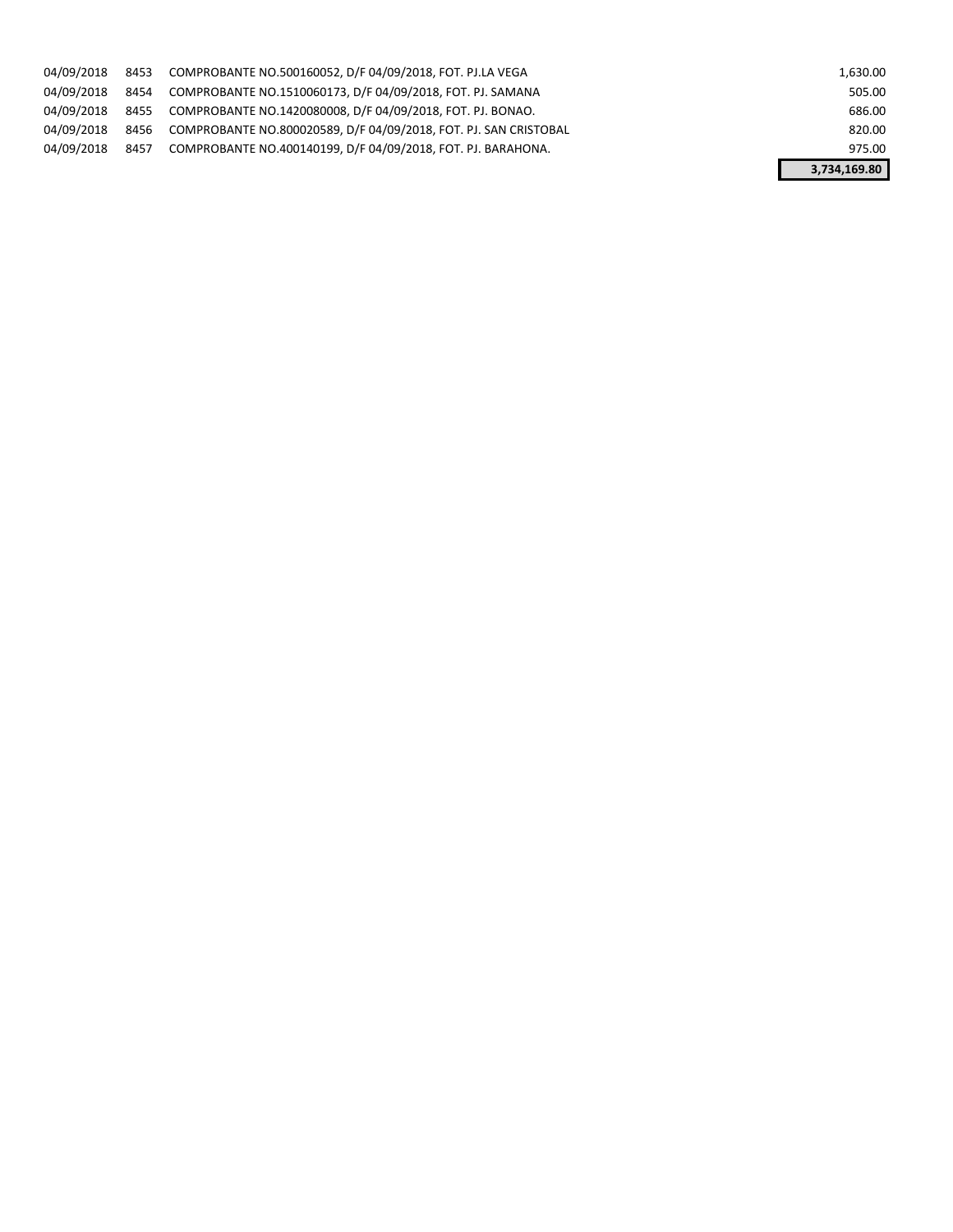| | | | |
|---|---|---|---|
| 04/09/2018 | 8453 | COMPROBANTE NO.500160052, D/F 04/09/2018, FOT. PJ.LA VEGA | 1,630.00 |
| 04/09/2018 | 8454 | COMPROBANTE NO.1510060173, D/F 04/09/2018, FOT. PJ. SAMANA | 505.00 |
| 04/09/2018 | 8455 | COMPROBANTE NO.1420080008, D/F 04/09/2018, FOT. PJ. BONAO. | 686.00 |
| 04/09/2018 | 8456 | COMPROBANTE NO.800020589, D/F 04/09/2018, FOT. PJ. SAN CRISTOBAL | 820.00 |
| 04/09/2018 | 8457 | COMPROBANTE NO.400140199, D/F 04/09/2018, FOT. PJ. BARAHONA. | 975.00 |
| | | | **3,734,169.80** |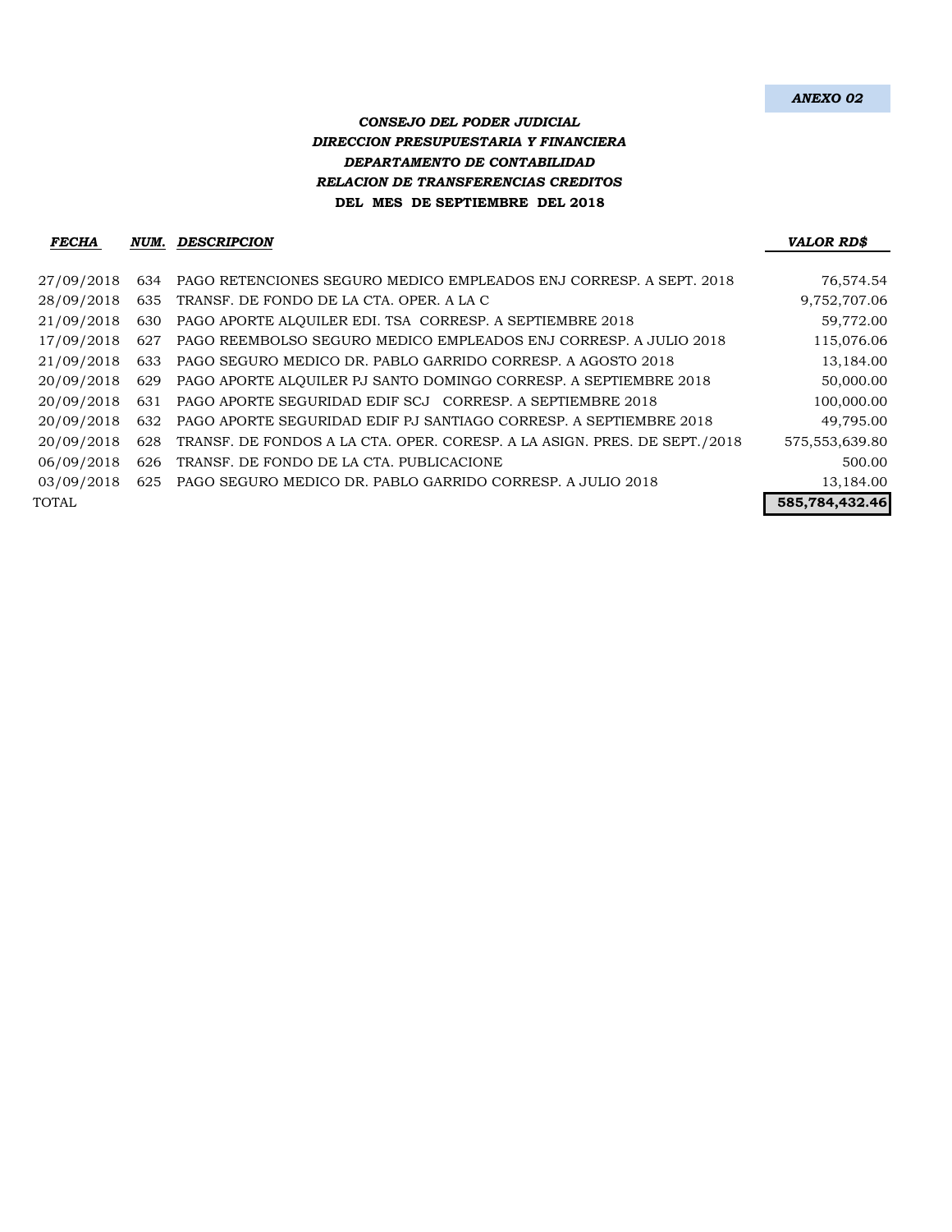**ANEXO 02**

***CONSEJO DEL PODER JUDICIAL***
***DIRECCION PRESUPUESTARIA Y FINANCIERA***
***DEPARTAMENTO DE CONTABILIDAD***
***RELACION DE TRANSFERENCIAS CREDITOS***
**DEL MES DE SEPTIEMBRE DEL 2018**

| FECHA | NUM. | DESCRIPCION | VALOR RD$ |
|---|---|---|---|
| 27/09/2018 | 634 | PAGO RETENCIONES SEGURO MEDICO EMPLEADOS ENJ CORRESP. A SEPT. 2018 | 76,574.54 |
| 28/09/2018 | 635 | TRANSF. DE FONDO DE LA CTA. OPER. A LA C | 9,752,707.06 |
| 21/09/2018 | 630 | PAGO APORTE ALQUILER EDI. TSA CORRESP. A SEPTIEMBRE 2018 | 59,772.00 |
| 17/09/2018 | 627 | PAGO REEMBOLSO SEGURO MEDICO EMPLEADOS ENJ CORRESP. A JULIO 2018 | 115,076.06 |
| 21/09/2018 | 633 | PAGO SEGURO MEDICO DR. PABLO GARRIDO CORRESP. A AGOSTO 2018 | 13,184.00 |
| 20/09/2018 | 629 | PAGO APORTE ALQUILER PJ SANTO DOMINGO CORRESP. A SEPTIEMBRE 2018 | 50,000.00 |
| 20/09/2018 | 631 | PAGO APORTE SEGURIDAD EDIF SCJ CORRESP. A SEPTIEMBRE 2018 | 100,000.00 |
| 20/09/2018 | 632 | PAGO APORTE SEGURIDAD EDIF PJ SANTIAGO CORRESP. A SEPTIEMBRE 2018 | 49,795.00 |
| 20/09/2018 | 628 | TRANSF. DE FONDOS A LA CTA. OPER. CORESP. A LA ASIGN. PRES. DE SEPT./2018 | 575,553,639.80 |
| 06/09/2018 | 626 | TRANSF. DE FONDO DE LA CTA. PUBLICACIONE | 500.00 |
| 03/09/2018 | 625 | PAGO SEGURO MEDICO DR. PABLO GARRIDO CORRESP. A JULIO 2018 | 13,184.00 |
| TOTAL | | | **585,784,432.46** |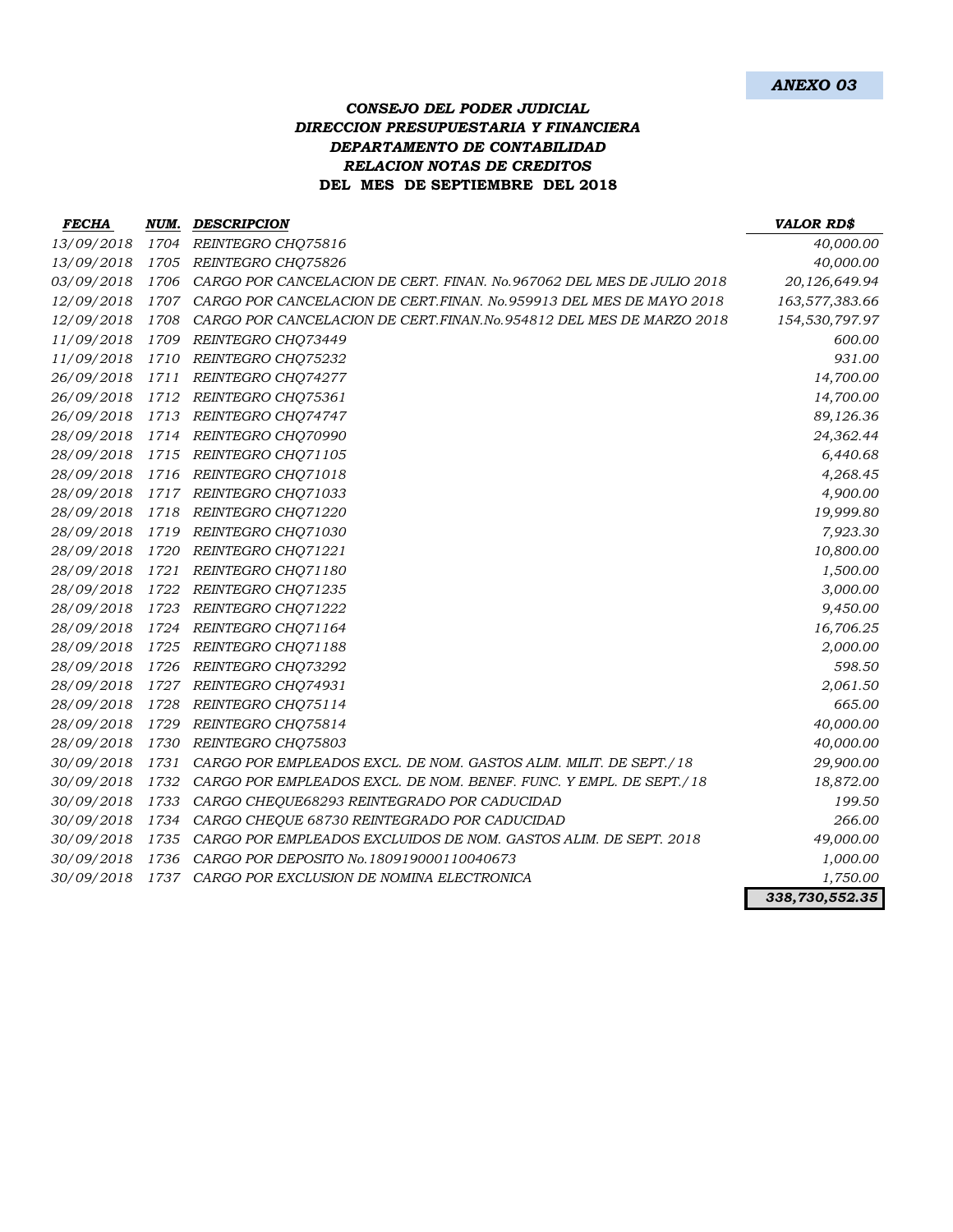**ANEXO 03**

***CONSEJO DEL PODER JUDICIAL***
***DIRECCION PRESUPUESTARIA Y FINANCIERA***
***DEPARTAMENTO DE CONTABILIDAD***
***RELACION NOTAS DE CREDITOS***
**DEL MES DE SEPTIEMBRE DEL 2018**

| FECHA | NUM. | DESCRIPCION | VALOR RD$ |
|---|---|---|---|
| 13/09/2018 | 1704 | REINTEGRO CHQ75816 | 40,000.00 |
| 13/09/2018 | 1705 | REINTEGRO CHQ75826 | 40,000.00 |
| 03/09/2018 | 1706 | CARGO POR CANCELACION DE CERT. FINAN. No.967062 DEL MES DE JULIO 2018 | 20,126,649.94 |
| 12/09/2018 | 1707 | CARGO POR CANCELACION DE CERT.FINAN. No.959913 DEL MES DE MAYO 2018 | 163,577,383.66 |
| 12/09/2018 | 1708 | CARGO POR CANCELACION DE CERT.FINAN.No.954812 DEL MES DE MARZO 2018 | 154,530,797.97 |
| 11/09/2018 | 1709 | REINTEGRO CHQ73449 | 600.00 |
| 11/09/2018 | 1710 | REINTEGRO CHQ75232 | 931.00 |
| 26/09/2018 | 1711 | REINTEGRO CHQ74277 | 14,700.00 |
| 26/09/2018 | 1712 | REINTEGRO CHQ75361 | 14,700.00 |
| 26/09/2018 | 1713 | REINTEGRO CHQ74747 | 89,126.36 |
| 28/09/2018 | 1714 | REINTEGRO CHQ70990 | 24,362.44 |
| 28/09/2018 | 1715 | REINTEGRO CHQ71105 | 6,440.68 |
| 28/09/2018 | 1716 | REINTEGRO CHQ71018 | 4,268.45 |
| 28/09/2018 | 1717 | REINTEGRO CHQ71033 | 4,900.00 |
| 28/09/2018 | 1718 | REINTEGRO CHQ71220 | 19,999.80 |
| 28/09/2018 | 1719 | REINTEGRO CHQ71030 | 7,923.30 |
| 28/09/2018 | 1720 | REINTEGRO CHQ71221 | 10,800.00 |
| 28/09/2018 | 1721 | REINTEGRO CHQ71180 | 1,500.00 |
| 28/09/2018 | 1722 | REINTEGRO CHQ71235 | 3,000.00 |
| 28/09/2018 | 1723 | REINTEGRO CHQ71222 | 9,450.00 |
| 28/09/2018 | 1724 | REINTEGRO CHQ71164 | 16,706.25 |
| 28/09/2018 | 1725 | REINTEGRO CHQ71188 | 2,000.00 |
| 28/09/2018 | 1726 | REINTEGRO CHQ73292 | 598.50 |
| 28/09/2018 | 1727 | REINTEGRO CHQ74931 | 2,061.50 |
| 28/09/2018 | 1728 | REINTEGRO CHQ75114 | 665.00 |
| 28/09/2018 | 1729 | REINTEGRO CHQ75814 | 40,000.00 |
| 28/09/2018 | 1730 | REINTEGRO CHQ75803 | 40,000.00 |
| 30/09/2018 | 1731 | CARGO POR EMPLEADOS EXCL. DE NOM. GASTOS ALIM. MILIT. DE SEPT./18 | 29,900.00 |
| 30/09/2018 | 1732 | CARGO POR EMPLEADOS EXCL. DE NOM. BENEF. FUNC. Y EMPL. DE SEPT./18 | 18,872.00 |
| 30/09/2018 | 1733 | CARGO CHEQUE68293 REINTEGRADO POR CADUCIDAD | 199.50 |
| 30/09/2018 | 1734 | CARGO CHEQUE 68730 REINTEGRADO POR CADUCIDAD | 266.00 |
| 30/09/2018 | 1735 | CARGO POR EMPLEADOS EXCLUIDOS DE NOM. GASTOS ALIM. DE SEPT. 2018 | 49,000.00 |
| 30/09/2018 | 1736 | CARGO POR DEPOSITO No.180919000110040673 | 1,000.00 |
| 30/09/2018 | 1737 | CARGO POR EXCLUSION DE NOMINA ELECTRONICA | 1,750.00 |
| | | | **338,730,552.35** |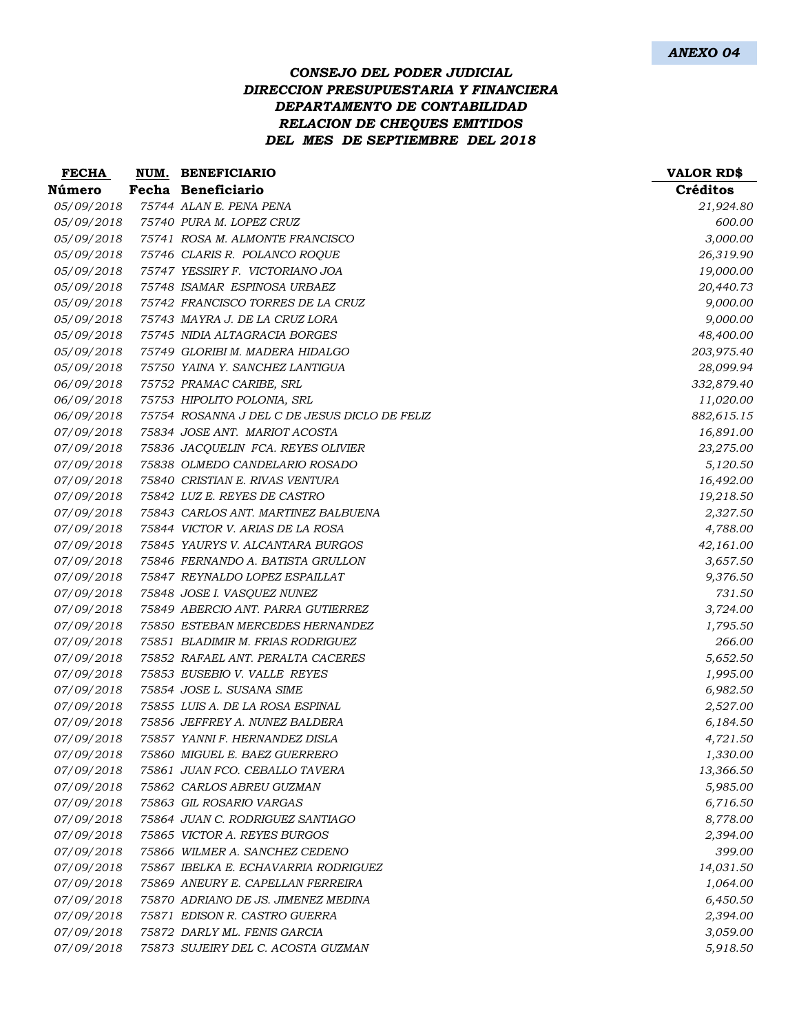**ANEXO 04**

### CONSEJO DEL PODER JUDICIAL
### DIRECCION PRESUPUESTARIA Y FINANCIERA
### DEPARTAMENTO DE CONTABILIDAD
### RELACION DE CHEQUES EMITIDOS
### DEL MES DE SEPTIEMBRE DEL 2018

| FECHA | NUM. | BENEFICIARIO | VALOR RD$ |
|---|---|---|---|
| Número | Fecha | Beneficiario | Créditos |
| 05/09/2018 | 75744 | ALAN E. PENA PENA | 21,924.80 |
| 05/09/2018 | 75740 | PURA M. LOPEZ CRUZ | 600.00 |
| 05/09/2018 | 75741 | ROSA M. ALMONTE FRANCISCO | 3,000.00 |
| 05/09/2018 | 75746 | CLARIS R. POLANCO ROQUE | 26,319.90 |
| 05/09/2018 | 75747 | YESSIRY F. VICTORIANO JOA | 19,000.00 |
| 05/09/2018 | 75748 | ISAMAR ESPINOSA URBAEZ | 20,440.73 |
| 05/09/2018 | 75742 | FRANCISCO TORRES DE LA CRUZ | 9,000.00 |
| 05/09/2018 | 75743 | MAYRA J. DE LA CRUZ LORA | 9,000.00 |
| 05/09/2018 | 75745 | NIDIA ALTAGRACIA BORGES | 48,400.00 |
| 05/09/2018 | 75749 | GLORIBI M. MADERA HIDALGO | 203,975.40 |
| 05/09/2018 | 75750 | YAINA Y. SANCHEZ LANTIGUA | 28,099.94 |
| 06/09/2018 | 75752 | PRAMAC CARIBE, SRL | 332,879.40 |
| 06/09/2018 | 75753 | HIPOLITO POLONIA, SRL | 11,020.00 |
| 06/09/2018 | 75754 | ROSANNA J DEL C DE JESUS DICLO DE FELIZ | 882,615.15 |
| 07/09/2018 | 75834 | JOSE ANT. MARIOT ACOSTA | 16,891.00 |
| 07/09/2018 | 75836 | JACQUELIN FCA. REYES OLIVIER | 23,275.00 |
| 07/09/2018 | 75838 | OLMEDO CANDELARIO ROSADO | 5,120.50 |
| 07/09/2018 | 75840 | CRISTIAN E. RIVAS VENTURA | 16,492.00 |
| 07/09/2018 | 75842 | LUZ E. REYES DE CASTRO | 19,218.50 |
| 07/09/2018 | 75843 | CARLOS ANT. MARTINEZ BALBUENA | 2,327.50 |
| 07/09/2018 | 75844 | VICTOR V. ARIAS DE LA ROSA | 4,788.00 |
| 07/09/2018 | 75845 | YAURYS V. ALCANTARA BURGOS | 42,161.00 |
| 07/09/2018 | 75846 | FERNANDO A. BATISTA GRULLON | 3,657.50 |
| 07/09/2018 | 75847 | REYNALDO LOPEZ ESPAILLAT | 9,376.50 |
| 07/09/2018 | 75848 | JOSE I. VASQUEZ NUNEZ | 731.50 |
| 07/09/2018 | 75849 | ABERCIO ANT. PARRA GUTIERREZ | 3,724.00 |
| 07/09/2018 | 75850 | ESTEBAN MERCEDES HERNANDEZ | 1,795.50 |
| 07/09/2018 | 75851 | BLADIMIR M. FRIAS RODRIGUEZ | 266.00 |
| 07/09/2018 | 75852 | RAFAEL ANT. PERALTA CACERES | 5,652.50 |
| 07/09/2018 | 75853 | EUSEBIO V. VALLE REYES | 1,995.00 |
| 07/09/2018 | 75854 | JOSE L. SUSANA SIME | 6,982.50 |
| 07/09/2018 | 75855 | LUIS A. DE LA ROSA ESPINAL | 2,527.00 |
| 07/09/2018 | 75856 | JEFFREY A. NUNEZ BALDERA | 6,184.50 |
| 07/09/2018 | 75857 | YANNI F. HERNANDEZ DISLA | 4,721.50 |
| 07/09/2018 | 75860 | MIGUEL E. BAEZ GUERRERO | 1,330.00 |
| 07/09/2018 | 75861 | JUAN FCO. CEBALLO TAVERA | 13,366.50 |
| 07/09/2018 | 75862 | CARLOS ABREU GUZMAN | 5,985.00 |
| 07/09/2018 | 75863 | GIL ROSARIO VARGAS | 6,716.50 |
| 07/09/2018 | 75864 | JUAN C. RODRIGUEZ SANTIAGO | 8,778.00 |
| 07/09/2018 | 75865 | VICTOR A. REYES BURGOS | 2,394.00 |
| 07/09/2018 | 75866 | WILMER A. SANCHEZ CEDENO | 399.00 |
| 07/09/2018 | 75867 | IBELKA E. ECHAVARRIA RODRIGUEZ | 14,031.50 |
| 07/09/2018 | 75869 | ANEURY E. CAPELLAN FERREIRA | 1,064.00 |
| 07/09/2018 | 75870 | ADRIANO DE JS. JIMENEZ MEDINA | 6,450.50 |
| 07/09/2018 | 75871 | EDISON R. CASTRO GUERRA | 2,394.00 |
| 07/09/2018 | 75872 | DARLY ML. FENIS GARCIA | 3,059.00 |
| 07/09/2018 | 75873 | SUJEIRY DEL C. ACOSTA GUZMAN | 5,918.50 |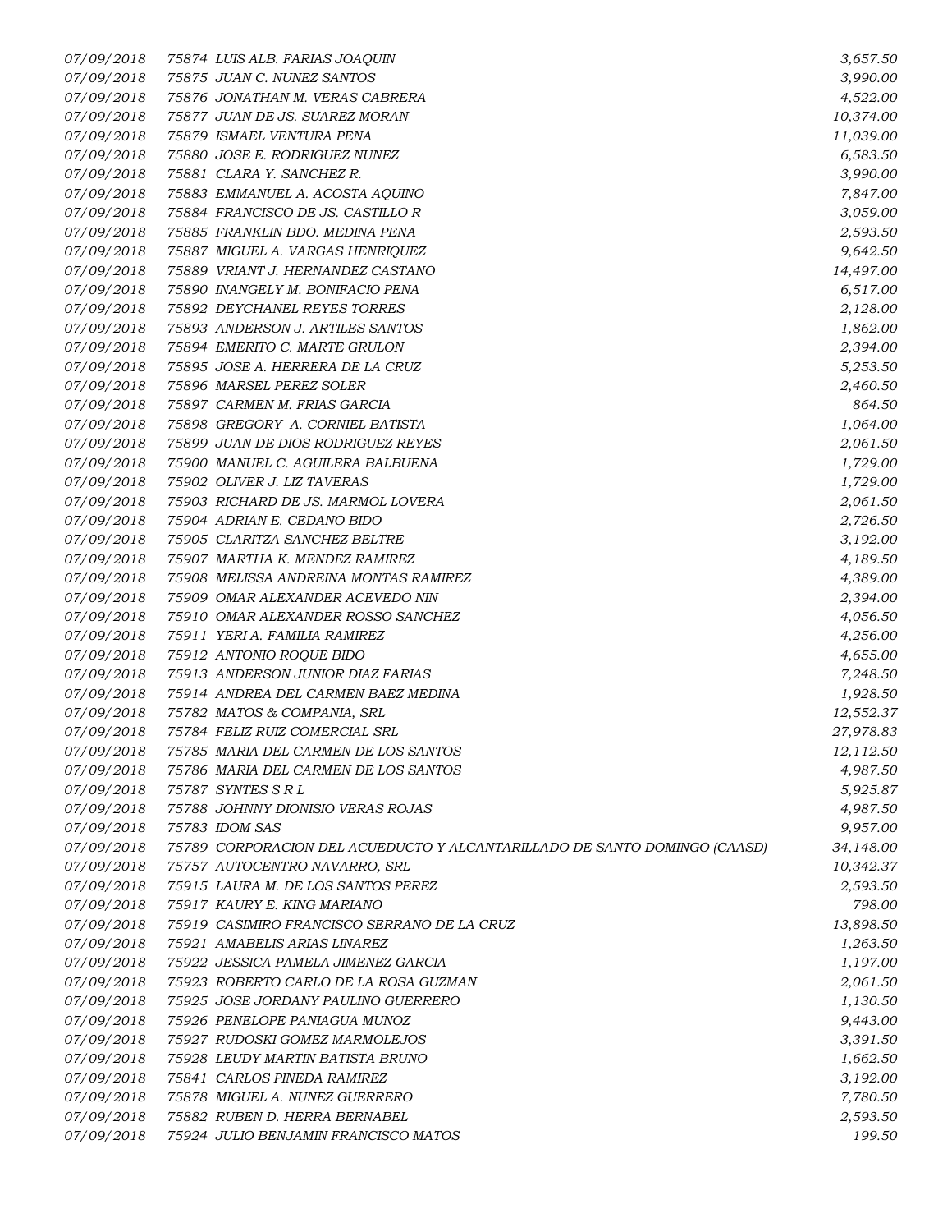| | | |
|---|---|---|
| 07/09/2018 | 75874 LUIS ALB. FARIAS JOAQUIN | 3,657.50 |
| 07/09/2018 | 75875 JUAN C. NUNEZ SANTOS | 3,990.00 |
| 07/09/2018 | 75876 JONATHAN M. VERAS CABRERA | 4,522.00 |
| 07/09/2018 | 75877 JUAN DE JS. SUAREZ MORAN | 10,374.00 |
| 07/09/2018 | 75879 ISMAEL VENTURA PENA | 11,039.00 |
| 07/09/2018 | 75880 JOSE E. RODRIGUEZ NUNEZ | 6,583.50 |
| 07/09/2018 | 75881 CLARA Y. SANCHEZ R. | 3,990.00 |
| 07/09/2018 | 75883 EMMANUEL A. ACOSTA AQUINO | 7,847.00 |
| 07/09/2018 | 75884 FRANCISCO DE JS. CASTILLO R | 3,059.00 |
| 07/09/2018 | 75885 FRANKLIN BDO. MEDINA PENA | 2,593.50 |
| 07/09/2018 | 75887 MIGUEL A. VARGAS HENRIQUEZ | 9,642.50 |
| 07/09/2018 | 75889 VRIANT J. HERNANDEZ CASTANO | 14,497.00 |
| 07/09/2018 | 75890 INANGELY M. BONIFACIO PENA | 6,517.00 |
| 07/09/2018 | 75892 DEYCHANEL REYES TORRES | 2,128.00 |
| 07/09/2018 | 75893 ANDERSON J. ARTILES SANTOS | 1,862.00 |
| 07/09/2018 | 75894 EMERITO C. MARTE GRULON | 2,394.00 |
| 07/09/2018 | 75895 JOSE A. HERRERA DE LA CRUZ | 5,253.50 |
| 07/09/2018 | 75896 MARSEL PEREZ SOLER | 2,460.50 |
| 07/09/2018 | 75897 CARMEN M. FRIAS GARCIA | 864.50 |
| 07/09/2018 | 75898 GREGORY A. CORNIEL BATISTA | 1,064.00 |
| 07/09/2018 | 75899 JUAN DE DIOS RODRIGUEZ REYES | 2,061.50 |
| 07/09/2018 | 75900 MANUEL C. AGUILERA BALBUENA | 1,729.00 |
| 07/09/2018 | 75902 OLIVER J. LIZ TAVERAS | 1,729.00 |
| 07/09/2018 | 75903 RICHARD DE JS. MARMOL LOVERA | 2,061.50 |
| 07/09/2018 | 75904 ADRIAN E. CEDANO BIDO | 2,726.50 |
| 07/09/2018 | 75905 CLARITZA SANCHEZ BELTRE | 3,192.00 |
| 07/09/2018 | 75907 MARTHA K. MENDEZ RAMIREZ | 4,189.50 |
| 07/09/2018 | 75908 MELISSA ANDREINA MONTAS RAMIREZ | 4,389.00 |
| 07/09/2018 | 75909 OMAR ALEXANDER ACEVEDO NIN | 2,394.00 |
| 07/09/2018 | 75910 OMAR ALEXANDER ROSSO SANCHEZ | 4,056.50 |
| 07/09/2018 | 75911 YERI A. FAMILIA RAMIREZ | 4,256.00 |
| 07/09/2018 | 75912 ANTONIO ROQUE BIDO | 4,655.00 |
| 07/09/2018 | 75913 ANDERSON JUNIOR DIAZ FARIAS | 7,248.50 |
| 07/09/2018 | 75914 ANDREA DEL CARMEN BAEZ MEDINA | 1,928.50 |
| 07/09/2018 | 75782 MATOS & COMPANIA, SRL | 12,552.37 |
| 07/09/2018 | 75784 FELIZ RUIZ COMERCIAL SRL | 27,978.83 |
| 07/09/2018 | 75785 MARIA DEL CARMEN DE LOS SANTOS | 12,112.50 |
| 07/09/2018 | 75786 MARIA DEL CARMEN DE LOS SANTOS | 4,987.50 |
| 07/09/2018 | 75787 SYNTES S R L | 5,925.87 |
| 07/09/2018 | 75788 JOHNNY DIONISIO VERAS ROJAS | 4,987.50 |
| 07/09/2018 | 75783 IDOM SAS | 9,957.00 |
| 07/09/2018 | 75789 CORPORACION DEL ACUEDUCTO Y ALCANTARILLADO DE SANTO DOMINGO (CAASD) | 34,148.00 |
| 07/09/2018 | 75757 AUTOCENTRO NAVARRO, SRL | 10,342.37 |
| 07/09/2018 | 75915 LAURA M. DE LOS SANTOS PEREZ | 2,593.50 |
| 07/09/2018 | 75917 KAURY E. KING MARIANO | 798.00 |
| 07/09/2018 | 75919 CASIMIRO FRANCISCO SERRANO DE LA CRUZ | 13,898.50 |
| 07/09/2018 | 75921 AMABELIS ARIAS LINAREZ | 1,263.50 |
| 07/09/2018 | 75922 JESSICA PAMELA JIMENEZ GARCIA | 1,197.00 |
| 07/09/2018 | 75923 ROBERTO CARLO DE LA ROSA GUZMAN | 2,061.50 |
| 07/09/2018 | 75925 JOSE JORDANY PAULINO GUERRERO | 1,130.50 |
| 07/09/2018 | 75926 PENELOPE PANIAGUA MUNOZ | 9,443.00 |
| 07/09/2018 | 75927 RUDOSKI GOMEZ MARMOLEJOS | 3,391.50 |
| 07/09/2018 | 75928 LEUDY MARTIN BATISTA BRUNO | 1,662.50 |
| 07/09/2018 | 75841 CARLOS PINEDA RAMIREZ | 3,192.00 |
| 07/09/2018 | 75878 MIGUEL A. NUNEZ GUERRERO | 7,780.50 |
| 07/09/2018 | 75882 RUBEN D. HERRA BERNABEL | 2,593.50 |
| 07/09/2018 | 75924 JULIO BENJAMIN FRANCISCO MATOS | 199.50 |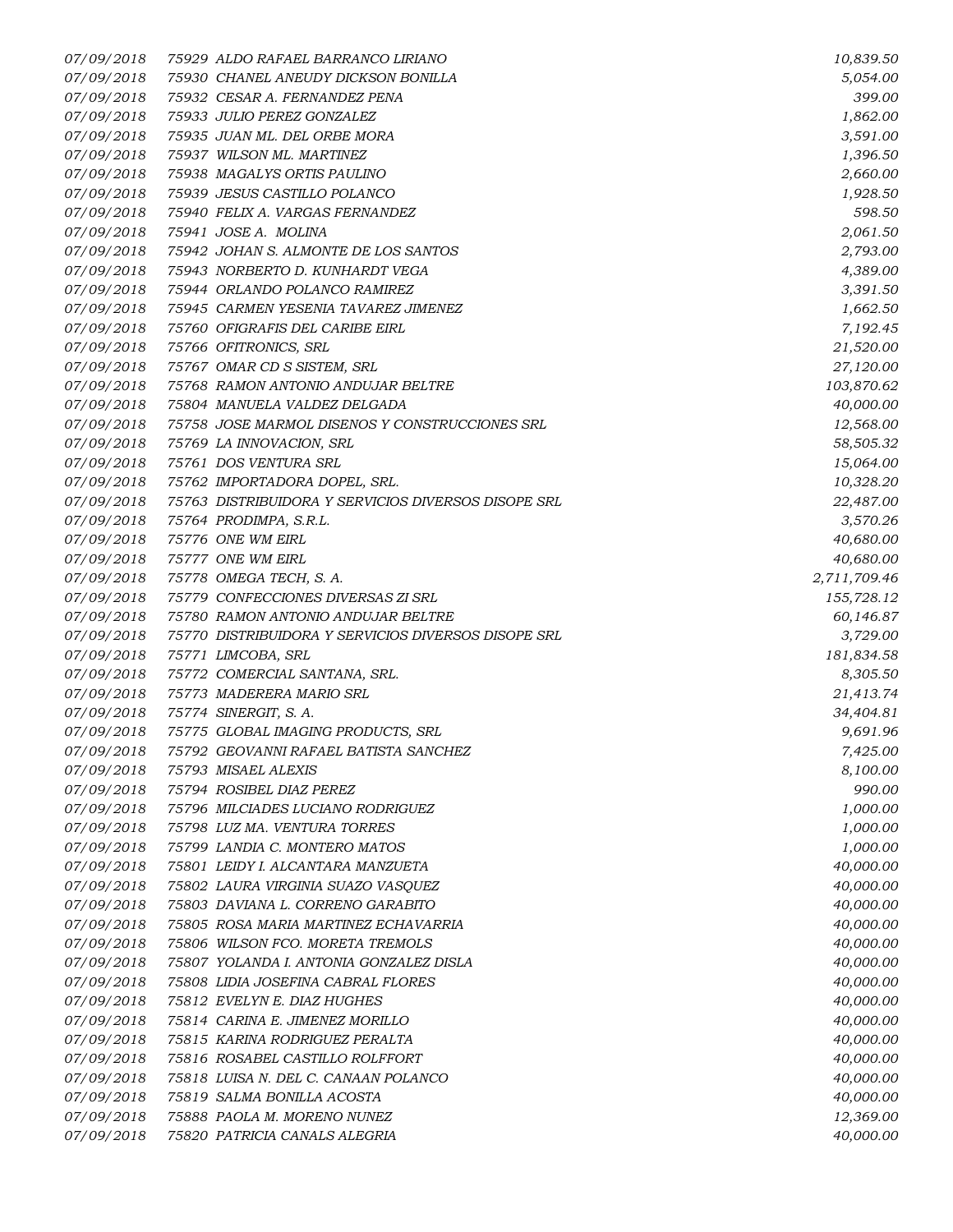| | | | |
|---|---|---|---|
| 07/09/2018 | 75929 | ALDO RAFAEL BARRANCO LIRIANO | 10,839.50 |
| 07/09/2018 | 75930 | CHANEL ANEUDY DICKSON BONILLA | 5,054.00 |
| 07/09/2018 | 75932 | CESAR A. FERNANDEZ PENA | 399.00 |
| 07/09/2018 | 75933 | JULIO PEREZ GONZALEZ | 1,862.00 |
| 07/09/2018 | 75935 | JUAN ML. DEL ORBE MORA | 3,591.00 |
| 07/09/2018 | 75937 | WILSON ML. MARTINEZ | 1,396.50 |
| 07/09/2018 | 75938 | MAGALYS ORTIS PAULINO | 2,660.00 |
| 07/09/2018 | 75939 | JESUS CASTILLO POLANCO | 1,928.50 |
| 07/09/2018 | 75940 | FELIX A. VARGAS FERNANDEZ | 598.50 |
| 07/09/2018 | 75941 | JOSE A. MOLINA | 2,061.50 |
| 07/09/2018 | 75942 | JOHAN S. ALMONTE DE LOS SANTOS | 2,793.00 |
| 07/09/2018 | 75943 | NORBERTO D. KUNHARDT VEGA | 4,389.00 |
| 07/09/2018 | 75944 | ORLANDO POLANCO RAMIREZ | 3,391.50 |
| 07/09/2018 | 75945 | CARMEN YESENIA TAVAREZ JIMENEZ | 1,662.50 |
| 07/09/2018 | 75760 | OFIGRAFIS DEL CARIBE EIRL | 7,192.45 |
| 07/09/2018 | 75766 | OFITRONICS, SRL | 21,520.00 |
| 07/09/2018 | 75767 | OMAR CD S SISTEM, SRL | 27,120.00 |
| 07/09/2018 | 75768 | RAMON ANTONIO ANDUJAR BELTRE | 103,870.62 |
| 07/09/2018 | 75804 | MANUELA VALDEZ DELGADA | 40,000.00 |
| 07/09/2018 | 75758 | JOSE MARMOL DISENOS Y CONSTRUCCIONES SRL | 12,568.00 |
| 07/09/2018 | 75769 | LA INNOVACION, SRL | 58,505.32 |
| 07/09/2018 | 75761 | DOS VENTURA SRL | 15,064.00 |
| 07/09/2018 | 75762 | IMPORTADORA DOPEL, SRL. | 10,328.20 |
| 07/09/2018 | 75763 | DISTRIBUIDORA Y SERVICIOS DIVERSOS DISOPE SRL | 22,487.00 |
| 07/09/2018 | 75764 | PRODIMPA, S.R.L. | 3,570.26 |
| 07/09/2018 | 75776 | ONE WM EIRL | 40,680.00 |
| 07/09/2018 | 75777 | ONE WM EIRL | 40,680.00 |
| 07/09/2018 | 75778 | OMEGA TECH, S. A. | 2,711,709.46 |
| 07/09/2018 | 75779 | CONFECCIONES DIVERSAS ZI SRL | 155,728.12 |
| 07/09/2018 | 75780 | RAMON ANTONIO ANDUJAR BELTRE | 60,146.87 |
| 07/09/2018 | 75770 | DISTRIBUIDORA Y SERVICIOS DIVERSOS DISOPE SRL | 3,729.00 |
| 07/09/2018 | 75771 | LIMCOBA, SRL | 181,834.58 |
| 07/09/2018 | 75772 | COMERCIAL SANTANA, SRL. | 8,305.50 |
| 07/09/2018 | 75773 | MADERERA MARIO SRL | 21,413.74 |
| 07/09/2018 | 75774 | SINERGIT, S. A. | 34,404.81 |
| 07/09/2018 | 75775 | GLOBAL IMAGING PRODUCTS, SRL | 9,691.96 |
| 07/09/2018 | 75792 | GEOVANNI RAFAEL BATISTA SANCHEZ | 7,425.00 |
| 07/09/2018 | 75793 | MISAEL ALEXIS | 8,100.00 |
| 07/09/2018 | 75794 | ROSIBEL DIAZ PEREZ | 990.00 |
| 07/09/2018 | 75796 | MILCIADES LUCIANO RODRIGUEZ | 1,000.00 |
| 07/09/2018 | 75798 | LUZ MA. VENTURA TORRES | 1,000.00 |
| 07/09/2018 | 75799 | LANDIA C. MONTERO MATOS | 1,000.00 |
| 07/09/2018 | 75801 | LEIDY I. ALCANTARA MANZUETA | 40,000.00 |
| 07/09/2018 | 75802 | LAURA VIRGINIA SUAZO VASQUEZ | 40,000.00 |
| 07/09/2018 | 75803 | DAVIANA L. CORRENO GARABITO | 40,000.00 |
| 07/09/2018 | 75805 | ROSA MARIA MARTINEZ ECHAVARRIA | 40,000.00 |
| 07/09/2018 | 75806 | WILSON FCO. MORETA TREMOLS | 40,000.00 |
| 07/09/2018 | 75807 | YOLANDA I. ANTONIA GONZALEZ DISLA | 40,000.00 |
| 07/09/2018 | 75808 | LIDIA JOSEFINA CABRAL FLORES | 40,000.00 |
| 07/09/2018 | 75812 | EVELYN E. DIAZ HUGHES | 40,000.00 |
| 07/09/2018 | 75814 | CARINA E. JIMENEZ MORILLO | 40,000.00 |
| 07/09/2018 | 75815 | KARINA RODRIGUEZ PERALTA | 40,000.00 |
| 07/09/2018 | 75816 | ROSABEL CASTILLO ROLFFORT | 40,000.00 |
| 07/09/2018 | 75818 | LUISA N. DEL C. CANAAN POLANCO | 40,000.00 |
| 07/09/2018 | 75819 | SALMA BONILLA ACOSTA | 40,000.00 |
| 07/09/2018 | 75888 | PAOLA M. MORENO NUNEZ | 12,369.00 |
| 07/09/2018 | 75820 | PATRICIA CANALS ALEGRIA | 40,000.00 |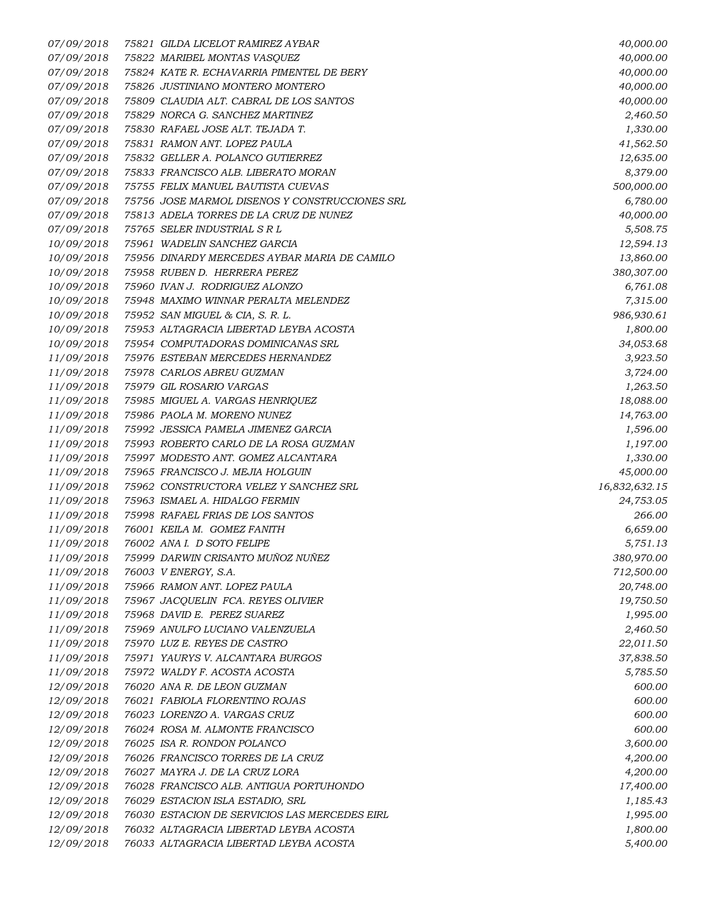| | | | |
|---|---|---|---|
| 07/09/2018 | 75821 | GILDA LICELOT RAMIREZ AYBAR | 40,000.00 |
| 07/09/2018 | 75822 | MARIBEL MONTAS VASQUEZ | 40,000.00 |
| 07/09/2018 | 75824 | KATE R. ECHAVARRIA PIMENTEL DE BERY | 40,000.00 |
| 07/09/2018 | 75826 | JUSTINIANO MONTERO MONTERO | 40,000.00 |
| 07/09/2018 | 75809 | CLAUDIA ALT. CABRAL DE LOS SANTOS | 40,000.00 |
| 07/09/2018 | 75829 | NORCA G. SANCHEZ MARTINEZ | 2,460.50 |
| 07/09/2018 | 75830 | RAFAEL JOSE ALT. TEJADA T. | 1,330.00 |
| 07/09/2018 | 75831 | RAMON ANT. LOPEZ PAULA | 41,562.50 |
| 07/09/2018 | 75832 | GELLER A. POLANCO GUTIERREZ | 12,635.00 |
| 07/09/2018 | 75833 | FRANCISCO ALB. LIBERATO MORAN | 8,379.00 |
| 07/09/2018 | 75755 | FELIX MANUEL BAUTISTA CUEVAS | 500,000.00 |
| 07/09/2018 | 75756 | JOSE MARMOL DISENOS Y CONSTRUCCIONES SRL | 6,780.00 |
| 07/09/2018 | 75813 | ADELA TORRES DE LA CRUZ DE NUNEZ | 40,000.00 |
| 07/09/2018 | 75765 | SELER INDUSTRIAL S R L | 5,508.75 |
| 10/09/2018 | 75961 | WADELIN SANCHEZ GARCIA | 12,594.13 |
| 10/09/2018 | 75956 | DINARDY MERCEDES AYBAR MARIA DE CAMILO | 13,860.00 |
| 10/09/2018 | 75958 | RUBEN D. HERRERA PEREZ | 380,307.00 |
| 10/09/2018 | 75960 | IVAN J. RODRIGUEZ ALONZO | 6,761.08 |
| 10/09/2018 | 75948 | MAXIMO WINNAR PERALTA MELENDEZ | 7,315.00 |
| 10/09/2018 | 75952 | SAN MIGUEL & CIA, S. R. L. | 986,930.61 |
| 10/09/2018 | 75953 | ALTAGRACIA LIBERTAD LEYBA ACOSTA | 1,800.00 |
| 10/09/2018 | 75954 | COMPUTADORAS DOMINICANAS SRL | 34,053.68 |
| 11/09/2018 | 75976 | ESTEBAN MERCEDES HERNANDEZ | 3,923.50 |
| 11/09/2018 | 75978 | CARLOS ABREU GUZMAN | 3,724.00 |
| 11/09/2018 | 75979 | GIL ROSARIO VARGAS | 1,263.50 |
| 11/09/2018 | 75985 | MIGUEL A. VARGAS HENRIQUEZ | 18,088.00 |
| 11/09/2018 | 75986 | PAOLA M. MORENO NUNEZ | 14,763.00 |
| 11/09/2018 | 75992 | JESSICA PAMELA JIMENEZ GARCIA | 1,596.00 |
| 11/09/2018 | 75993 | ROBERTO CARLO DE LA ROSA GUZMAN | 1,197.00 |
| 11/09/2018 | 75997 | MODESTO ANT. GOMEZ ALCANTARA | 1,330.00 |
| 11/09/2018 | 75965 | FRANCISCO J. MEJIA HOLGUIN | 45,000.00 |
| 11/09/2018 | 75962 | CONSTRUCTORA VELEZ Y SANCHEZ SRL | 16,832,632.15 |
| 11/09/2018 | 75963 | ISMAEL A. HIDALGO FERMIN | 24,753.05 |
| 11/09/2018 | 75998 | RAFAEL FRIAS DE LOS SANTOS | 266.00 |
| 11/09/2018 | 76001 | KEILA M. GOMEZ FANITH | 6,659.00 |
| 11/09/2018 | 76002 | ANA I. D SOTO FELIPE | 5,751.13 |
| 11/09/2018 | 75999 | DARWIN CRISANTO MUÑOZ NUÑEZ | 380,970.00 |
| 11/09/2018 | 76003 | V ENERGY, S.A. | 712,500.00 |
| 11/09/2018 | 75966 | RAMON ANT. LOPEZ PAULA | 20,748.00 |
| 11/09/2018 | 75967 | JACQUELIN FCA. REYES OLIVIER | 19,750.50 |
| 11/09/2018 | 75968 | DAVID E. PEREZ SUAREZ | 1,995.00 |
| 11/09/2018 | 75969 | ANULFO LUCIANO VALENZUELA | 2,460.50 |
| 11/09/2018 | 75970 | LUZ E. REYES DE CASTRO | 22,011.50 |
| 11/09/2018 | 75971 | YAURYS V. ALCANTARA BURGOS | 37,838.50 |
| 11/09/2018 | 75972 | WALDY F. ACOSTA ACOSTA | 5,785.50 |
| 12/09/2018 | 76020 | ANA R. DE LEON GUZMAN | 600.00 |
| 12/09/2018 | 76021 | FABIOLA FLORENTINO ROJAS | 600.00 |
| 12/09/2018 | 76023 | LORENZO A. VARGAS CRUZ | 600.00 |
| 12/09/2018 | 76024 | ROSA M. ALMONTE FRANCISCO | 600.00 |
| 12/09/2018 | 76025 | ISA R. RONDON POLANCO | 3,600.00 |
| 12/09/2018 | 76026 | FRANCISCO TORRES DE LA CRUZ | 4,200.00 |
| 12/09/2018 | 76027 | MAYRA J. DE LA CRUZ LORA | 4,200.00 |
| 12/09/2018 | 76028 | FRANCISCO ALB. ANTIGUA PORTUHONDO | 17,400.00 |
| 12/09/2018 | 76029 | ESTACION ISLA ESTADIO, SRL | 1,185.43 |
| 12/09/2018 | 76030 | ESTACION DE SERVICIOS LAS MERCEDES EIRL | 1,995.00 |
| 12/09/2018 | 76032 | ALTAGRACIA LIBERTAD LEYBA ACOSTA | 1,800.00 |
| 12/09/2018 | 76033 | ALTAGRACIA LIBERTAD LEYBA ACOSTA | 5,400.00 |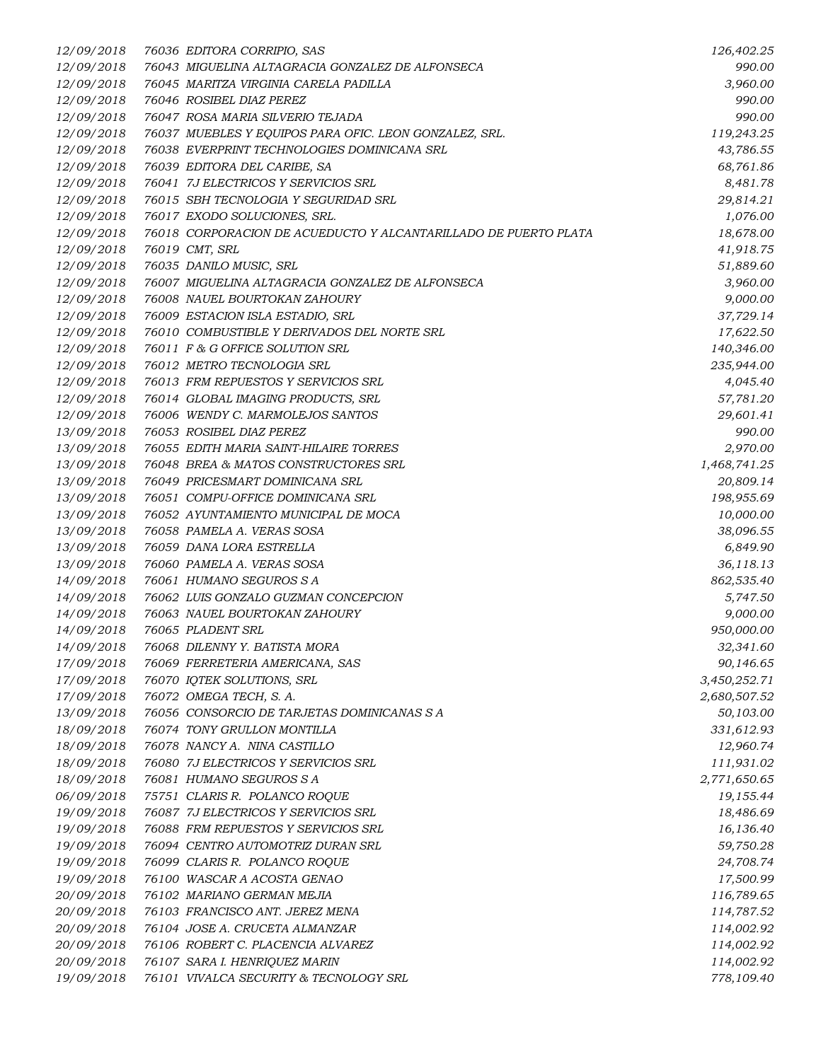| | | | |
|---|---|---|---|
| 12/09/2018 | 76036 | EDITORA CORRIPIO, SAS | 126,402.25 |
| 12/09/2018 | 76043 | MIGUELINA ALTAGRACIA GONZALEZ DE ALFONSECA | 990.00 |
| 12/09/2018 | 76045 | MARITZA VIRGINIA CARELA PADILLA | 3,960.00 |
| 12/09/2018 | 76046 | ROSIBEL DIAZ PEREZ | 990.00 |
| 12/09/2018 | 76047 | ROSA MARIA SILVERIO TEJADA | 990.00 |
| 12/09/2018 | 76037 | MUEBLES Y EQUIPOS PARA OFIC. LEON GONZALEZ, SRL. | 119,243.25 |
| 12/09/2018 | 76038 | EVERPRINT TECHNOLOGIES DOMINICANA SRL | 43,786.55 |
| 12/09/2018 | 76039 | EDITORA DEL CARIBE, SA | 68,761.86 |
| 12/09/2018 | 76041 | 7J ELECTRICOS Y SERVICIOS SRL | 8,481.78 |
| 12/09/2018 | 76015 | SBH TECNOLOGIA Y SEGURIDAD SRL | 29,814.21 |
| 12/09/2018 | 76017 | EXODO SOLUCIONES, SRL. | 1,076.00 |
| 12/09/2018 | 76018 | CORPORACION DE ACUEDUCTO Y ALCANTARILLADO DE PUERTO PLATA | 18,678.00 |
| 12/09/2018 | 76019 | CMT, SRL | 41,918.75 |
| 12/09/2018 | 76035 | DANILO MUSIC, SRL | 51,889.60 |
| 12/09/2018 | 76007 | MIGUELINA ALTAGRACIA GONZALEZ DE ALFONSECA | 3,960.00 |
| 12/09/2018 | 76008 | NAUEL BOURTOKAN ZAHOURY | 9,000.00 |
| 12/09/2018 | 76009 | ESTACION ISLA ESTADIO, SRL | 37,729.14 |
| 12/09/2018 | 76010 | COMBUSTIBLE Y DERIVADOS DEL NORTE SRL | 17,622.50 |
| 12/09/2018 | 76011 | F & G OFFICE SOLUTION SRL | 140,346.00 |
| 12/09/2018 | 76012 | METRO TECNOLOGIA SRL | 235,944.00 |
| 12/09/2018 | 76013 | FRM REPUESTOS Y SERVICIOS SRL | 4,045.40 |
| 12/09/2018 | 76014 | GLOBAL IMAGING PRODUCTS, SRL | 57,781.20 |
| 12/09/2018 | 76006 | WENDY C. MARMOLEJOS SANTOS | 29,601.41 |
| 13/09/2018 | 76053 | ROSIBEL DIAZ PEREZ | 990.00 |
| 13/09/2018 | 76055 | EDITH MARIA SAINT-HILAIRE TORRES | 2,970.00 |
| 13/09/2018 | 76048 | BREA & MATOS CONSTRUCTORES SRL | 1,468,741.25 |
| 13/09/2018 | 76049 | PRICESMART DOMINICANA SRL | 20,809.14 |
| 13/09/2018 | 76051 | COMPU-OFFICE DOMINICANA SRL | 198,955.69 |
| 13/09/2018 | 76052 | AYUNTAMIENTO MUNICIPAL DE MOCA | 10,000.00 |
| 13/09/2018 | 76058 | PAMELA A. VERAS SOSA | 38,096.55 |
| 13/09/2018 | 76059 | DANA LORA ESTRELLA | 6,849.90 |
| 13/09/2018 | 76060 | PAMELA A. VERAS SOSA | 36,118.13 |
| 14/09/2018 | 76061 | HUMANO SEGUROS S A | 862,535.40 |
| 14/09/2018 | 76062 | LUIS GONZALO GUZMAN CONCEPCION | 5,747.50 |
| 14/09/2018 | 76063 | NAUEL BOURTOKAN ZAHOURY | 9,000.00 |
| 14/09/2018 | 76065 | PLADENT SRL | 950,000.00 |
| 14/09/2018 | 76068 | DILENNY Y. BATISTA MORA | 32,341.60 |
| 17/09/2018 | 76069 | FERRETERIA AMERICANA, SAS | 90,146.65 |
| 17/09/2018 | 76070 | IQTEK SOLUTIONS, SRL | 3,450,252.71 |
| 17/09/2018 | 76072 | OMEGA TECH, S. A. | 2,680,507.52 |
| 13/09/2018 | 76056 | CONSORCIO DE TARJETAS DOMINICANAS S A | 50,103.00 |
| 18/09/2018 | 76074 | TONY GRULLON MONTILLA | 331,612.93 |
| 18/09/2018 | 76078 | NANCY A. NINA CASTILLO | 12,960.74 |
| 18/09/2018 | 76080 | 7J ELECTRICOS Y SERVICIOS SRL | 111,931.02 |
| 18/09/2018 | 76081 | HUMANO SEGUROS S A | 2,771,650.65 |
| 06/09/2018 | 75751 | CLARIS R. POLANCO ROQUE | 19,155.44 |
| 19/09/2018 | 76087 | 7J ELECTRICOS Y SERVICIOS SRL | 18,486.69 |
| 19/09/2018 | 76088 | FRM REPUESTOS Y SERVICIOS SRL | 16,136.40 |
| 19/09/2018 | 76094 | CENTRO AUTOMOTRIZ DURAN SRL | 59,750.28 |
| 19/09/2018 | 76099 | CLARIS R. POLANCO ROQUE | 24,708.74 |
| 19/09/2018 | 76100 | WASCAR A ACOSTA GENAO | 17,500.99 |
| 20/09/2018 | 76102 | MARIANO GERMAN MEJIA | 116,789.65 |
| 20/09/2018 | 76103 | FRANCISCO ANT. JEREZ MENA | 114,787.52 |
| 20/09/2018 | 76104 | JOSE A. CRUCETA ALMANZAR | 114,002.92 |
| 20/09/2018 | 76106 | ROBERT C. PLACENCIA ALVAREZ | 114,002.92 |
| 20/09/2018 | 76107 | SARA I. HENRIQUEZ MARIN | 114,002.92 |
| 19/09/2018 | 76101 | VIVALCA SECURITY & TECNOLOGY SRL | 778,109.40 |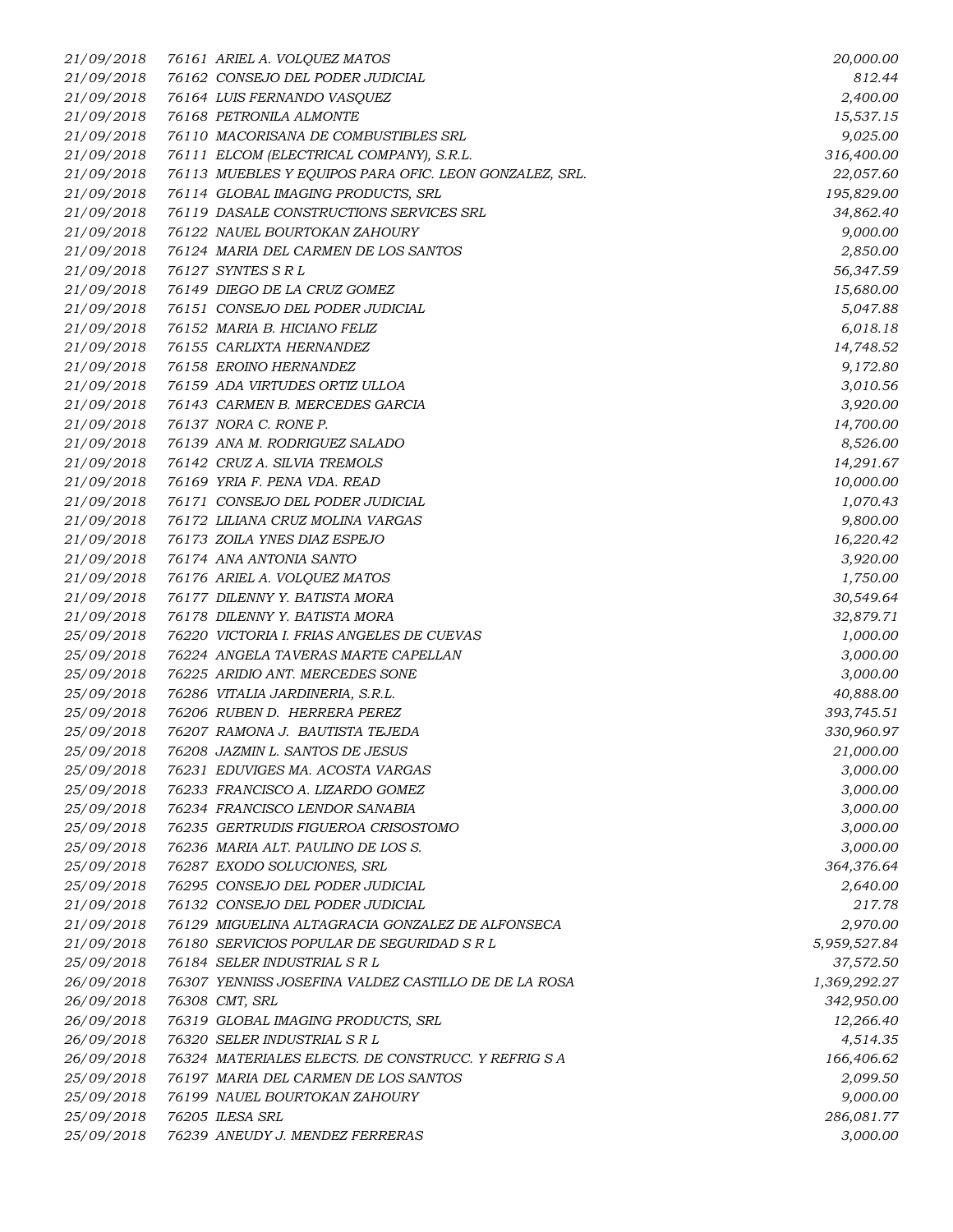| | | | |
|---|---|---|---|
| 21/09/2018 | 76161 | ARIEL A. VOLQUEZ MATOS | 20,000.00 |
| 21/09/2018 | 76162 | CONSEJO DEL PODER JUDICIAL | 812.44 |
| 21/09/2018 | 76164 | LUIS FERNANDO VASQUEZ | 2,400.00 |
| 21/09/2018 | 76168 | PETRONILA ALMONTE | 15,537.15 |
| 21/09/2018 | 76110 | MACORISANA DE COMBUSTIBLES SRL | 9,025.00 |
| 21/09/2018 | 76111 | ELCOM (ELECTRICAL COMPANY), S.R.L. | 316,400.00 |
| 21/09/2018 | 76113 | MUEBLES Y EQUIPOS PARA OFIC. LEON GONZALEZ, SRL. | 22,057.60 |
| 21/09/2018 | 76114 | GLOBAL IMAGING PRODUCTS, SRL | 195,829.00 |
| 21/09/2018 | 76119 | DASALE CONSTRUCTIONS SERVICES SRL | 34,862.40 |
| 21/09/2018 | 76122 | NAUEL BOURTOKAN ZAHOURY | 9,000.00 |
| 21/09/2018 | 76124 | MARIA DEL CARMEN DE LOS SANTOS | 2,850.00 |
| 21/09/2018 | 76127 | SYNTES S R L | 56,347.59 |
| 21/09/2018 | 76149 | DIEGO DE LA CRUZ GOMEZ | 15,680.00 |
| 21/09/2018 | 76151 | CONSEJO DEL PODER JUDICIAL | 5,047.88 |
| 21/09/2018 | 76152 | MARIA B. HICIANO FELIZ | 6,018.18 |
| 21/09/2018 | 76155 | CARLIXTA HERNANDEZ | 14,748.52 |
| 21/09/2018 | 76158 | EROINO HERNANDEZ | 9,172.80 |
| 21/09/2018 | 76159 | ADA VIRTUDES ORTIZ ULLOA | 3,010.56 |
| 21/09/2018 | 76143 | CARMEN B. MERCEDES GARCIA | 3,920.00 |
| 21/09/2018 | 76137 | NORA C. RONE P. | 14,700.00 |
| 21/09/2018 | 76139 | ANA M. RODRIGUEZ SALADO | 8,526.00 |
| 21/09/2018 | 76142 | CRUZ A. SILVIA TREMOLS | 14,291.67 |
| 21/09/2018 | 76169 | YRIA F. PENA VDA. READ | 10,000.00 |
| 21/09/2018 | 76171 | CONSEJO DEL PODER JUDICIAL | 1,070.43 |
| 21/09/2018 | 76172 | LILIANA CRUZ MOLINA VARGAS | 9,800.00 |
| 21/09/2018 | 76173 | ZOILA YNES DIAZ ESPEJO | 16,220.42 |
| 21/09/2018 | 76174 | ANA ANTONIA SANTO | 3,920.00 |
| 21/09/2018 | 76176 | ARIEL A. VOLQUEZ MATOS | 1,750.00 |
| 21/09/2018 | 76177 | DILENNY Y. BATISTA MORA | 30,549.64 |
| 21/09/2018 | 76178 | DILENNY Y. BATISTA MORA | 32,879.71 |
| 25/09/2018 | 76220 | VICTORIA I. FRIAS ANGELES DE CUEVAS | 1,000.00 |
| 25/09/2018 | 76224 | ANGELA TAVERAS MARTE CAPELLAN | 3,000.00 |
| 25/09/2018 | 76225 | ARIDIO ANT. MERCEDES SONE | 3,000.00 |
| 25/09/2018 | 76286 | VITALIA JARDINERIA, S.R.L. | 40,888.00 |
| 25/09/2018 | 76206 | RUBEN D. HERRERA PEREZ | 393,745.51 |
| 25/09/2018 | 76207 | RAMONA J. BAUTISTA TEJEDA | 330,960.97 |
| 25/09/2018 | 76208 | JAZMIN L. SANTOS DE JESUS | 21,000.00 |
| 25/09/2018 | 76231 | EDUVIGES MA. ACOSTA VARGAS | 3,000.00 |
| 25/09/2018 | 76233 | FRANCISCO A. LIZARDO GOMEZ | 3,000.00 |
| 25/09/2018 | 76234 | FRANCISCO LENDOR SANABIA | 3,000.00 |
| 25/09/2018 | 76235 | GERTRUDIS FIGUEROA CRISOSTOMO | 3,000.00 |
| 25/09/2018 | 76236 | MARIA ALT. PAULINO DE LOS S. | 3,000.00 |
| 25/09/2018 | 76287 | EXODO SOLUCIONES, SRL | 364,376.64 |
| 25/09/2018 | 76295 | CONSEJO DEL PODER JUDICIAL | 2,640.00 |
| 21/09/2018 | 76132 | CONSEJO DEL PODER JUDICIAL | 217.78 |
| 21/09/2018 | 76129 | MIGUELINA ALTAGRACIA GONZALEZ DE ALFONSECA | 2,970.00 |
| 21/09/2018 | 76180 | SERVICIOS POPULAR DE SEGURIDAD S R L | 5,959,527.84 |
| 25/09/2018 | 76184 | SELER INDUSTRIAL S R L | 37,572.50 |
| 26/09/2018 | 76307 | YENNISS JOSEFINA VALDEZ CASTILLO DE DE LA ROSA | 1,369,292.27 |
| 26/09/2018 | 76308 | CMT, SRL | 342,950.00 |
| 26/09/2018 | 76319 | GLOBAL IMAGING PRODUCTS, SRL | 12,266.40 |
| 26/09/2018 | 76320 | SELER INDUSTRIAL S R L | 4,514.35 |
| 26/09/2018 | 76324 | MATERIALES ELECTS. DE CONSTRUCC. Y REFRIG S A | 166,406.62 |
| 25/09/2018 | 76197 | MARIA DEL CARMEN DE LOS SANTOS | 2,099.50 |
| 25/09/2018 | 76199 | NAUEL BOURTOKAN ZAHOURY | 9,000.00 |
| 25/09/2018 | 76205 | ILESA SRL | 286,081.77 |
| 25/09/2018 | 76239 | ANEUDY J. MENDEZ FERRERAS | 3,000.00 |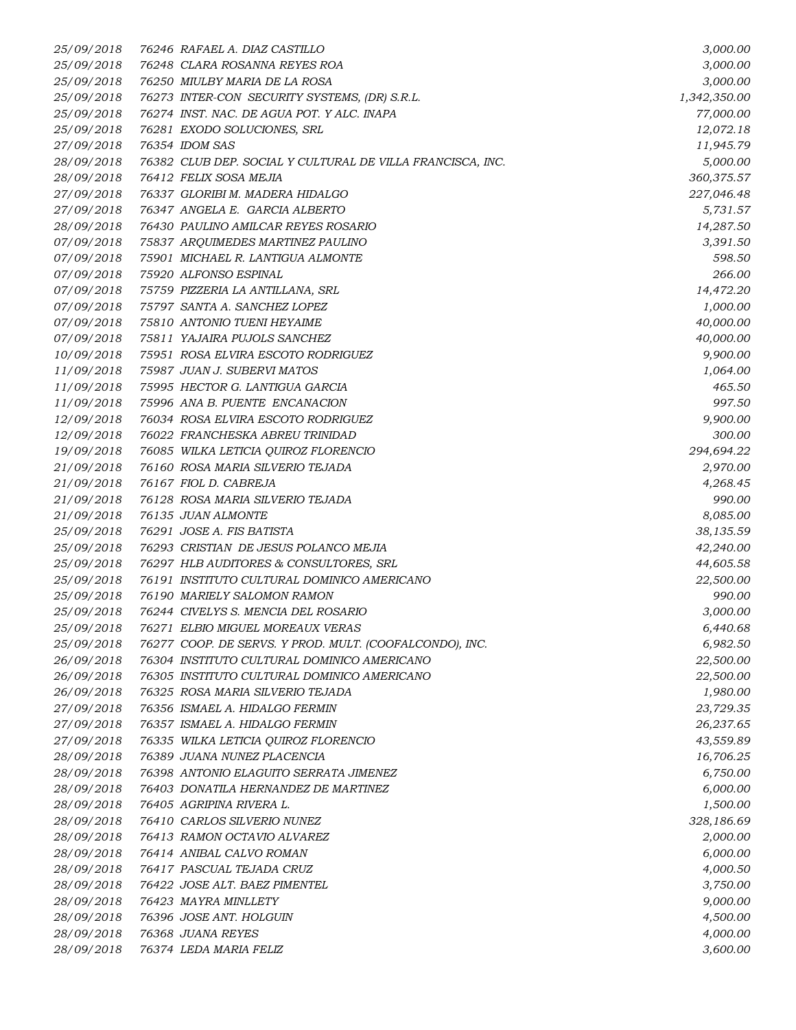| | | | |
|---|---|---|---|
| 25/09/2018 | 76246 | RAFAEL A. DIAZ CASTILLO | 3,000.00 |
| 25/09/2018 | 76248 | CLARA ROSANNA REYES ROA | 3,000.00 |
| 25/09/2018 | 76250 | MIULBY MARIA DE LA ROSA | 3,000.00 |
| 25/09/2018 | 76273 | INTER-CON SECURITY SYSTEMS, (DR) S.R.L. | 1,342,350.00 |
| 25/09/2018 | 76274 | INST. NAC. DE AGUA POT. Y ALC. INAPA | 77,000.00 |
| 25/09/2018 | 76281 | EXODO SOLUCIONES, SRL | 12,072.18 |
| 27/09/2018 | 76354 | IDOM SAS | 11,945.79 |
| 28/09/2018 | 76382 | CLUB DEP. SOCIAL Y CULTURAL DE VILLA FRANCISCA, INC. | 5,000.00 |
| 28/09/2018 | 76412 | FELIX SOSA MEJIA | 360,375.57 |
| 27/09/2018 | 76337 | GLORIBI M. MADERA HIDALGO | 227,046.48 |
| 27/09/2018 | 76347 | ANGELA E. GARCIA ALBERTO | 5,731.57 |
| 28/09/2018 | 76430 | PAULINO AMILCAR REYES ROSARIO | 14,287.50 |
| 07/09/2018 | 75837 | ARQUIMEDES MARTINEZ PAULINO | 3,391.50 |
| 07/09/2018 | 75901 | MICHAEL R. LANTIGUA ALMONTE | 598.50 |
| 07/09/2018 | 75920 | ALFONSO ESPINAL | 266.00 |
| 07/09/2018 | 75759 | PIZZERIA LA ANTILLANA, SRL | 14,472.20 |
| 07/09/2018 | 75797 | SANTA A. SANCHEZ LOPEZ | 1,000.00 |
| 07/09/2018 | 75810 | ANTONIO TUENI HEYAIME | 40,000.00 |
| 07/09/2018 | 75811 | YAJAIRA PUJOLS SANCHEZ | 40,000.00 |
| 10/09/2018 | 75951 | ROSA ELVIRA ESCOTO RODRIGUEZ | 9,900.00 |
| 11/09/2018 | 75987 | JUAN J. SUBERVI MATOS | 1,064.00 |
| 11/09/2018 | 75995 | HECTOR G. LANTIGUA GARCIA | 465.50 |
| 11/09/2018 | 75996 | ANA B. PUENTE ENCANACION | 997.50 |
| 12/09/2018 | 76034 | ROSA ELVIRA ESCOTO RODRIGUEZ | 9,900.00 |
| 12/09/2018 | 76022 | FRANCHESKA ABREU TRINIDAD | 300.00 |
| 19/09/2018 | 76085 | WILKA LETICIA QUIROZ FLORENCIO | 294,694.22 |
| 21/09/2018 | 76160 | ROSA MARIA SILVERIO TEJADA | 2,970.00 |
| 21/09/2018 | 76167 | FIOL D. CABREJA | 4,268.45 |
| 21/09/2018 | 76128 | ROSA MARIA SILVERIO TEJADA | 990.00 |
| 21/09/2018 | 76135 | JUAN ALMONTE | 8,085.00 |
| 25/09/2018 | 76291 | JOSE A. FIS BATISTA | 38,135.59 |
| 25/09/2018 | 76293 | CRISTIAN DE JESUS POLANCO MEJIA | 42,240.00 |
| 25/09/2018 | 76297 | HLB AUDITORES & CONSULTORES, SRL | 44,605.58 |
| 25/09/2018 | 76191 | INSTITUTO CULTURAL DOMINICO AMERICANO | 22,500.00 |
| 25/09/2018 | 76190 | MARIELY SALOMON RAMON | 990.00 |
| 25/09/2018 | 76244 | CIVELYS S. MENCIA DEL ROSARIO | 3,000.00 |
| 25/09/2018 | 76271 | ELBIO MIGUEL MOREAUX VERAS | 6,440.68 |
| 25/09/2018 | 76277 | COOP. DE SERVS. Y PROD. MULT. (COOFALCONDO), INC. | 6,982.50 |
| 26/09/2018 | 76304 | INSTITUTO CULTURAL DOMINICO AMERICANO | 22,500.00 |
| 26/09/2018 | 76305 | INSTITUTO CULTURAL DOMINICO AMERICANO | 22,500.00 |
| 26/09/2018 | 76325 | ROSA MARIA SILVERIO TEJADA | 1,980.00 |
| 27/09/2018 | 76356 | ISMAEL A. HIDALGO FERMIN | 23,729.35 |
| 27/09/2018 | 76357 | ISMAEL A. HIDALGO FERMIN | 26,237.65 |
| 27/09/2018 | 76335 | WILKA LETICIA QUIROZ FLORENCIO | 43,559.89 |
| 28/09/2018 | 76389 | JUANA NUNEZ PLACENCIA | 16,706.25 |
| 28/09/2018 | 76398 | ANTONIO ELAGUITO SERRATA JIMENEZ | 6,750.00 |
| 28/09/2018 | 76403 | DONATILA HERNANDEZ DE MARTINEZ | 6,000.00 |
| 28/09/2018 | 76405 | AGRIPINA RIVERA L. | 1,500.00 |
| 28/09/2018 | 76410 | CARLOS SILVERIO NUNEZ | 328,186.69 |
| 28/09/2018 | 76413 | RAMON OCTAVIO ALVAREZ | 2,000.00 |
| 28/09/2018 | 76414 | ANIBAL CALVO ROMAN | 6,000.00 |
| 28/09/2018 | 76417 | PASCUAL TEJADA CRUZ | 4,000.50 |
| 28/09/2018 | 76422 | JOSE ALT. BAEZ PIMENTEL | 3,750.00 |
| 28/09/2018 | 76423 | MAYRA MINLLETY | 9,000.00 |
| 28/09/2018 | 76396 | JOSE ANT. HOLGUIN | 4,500.00 |
| 28/09/2018 | 76368 | JUANA REYES | 4,000.00 |
| 28/09/2018 | 76374 | LEDA MARIA FELIZ | 3,600.00 |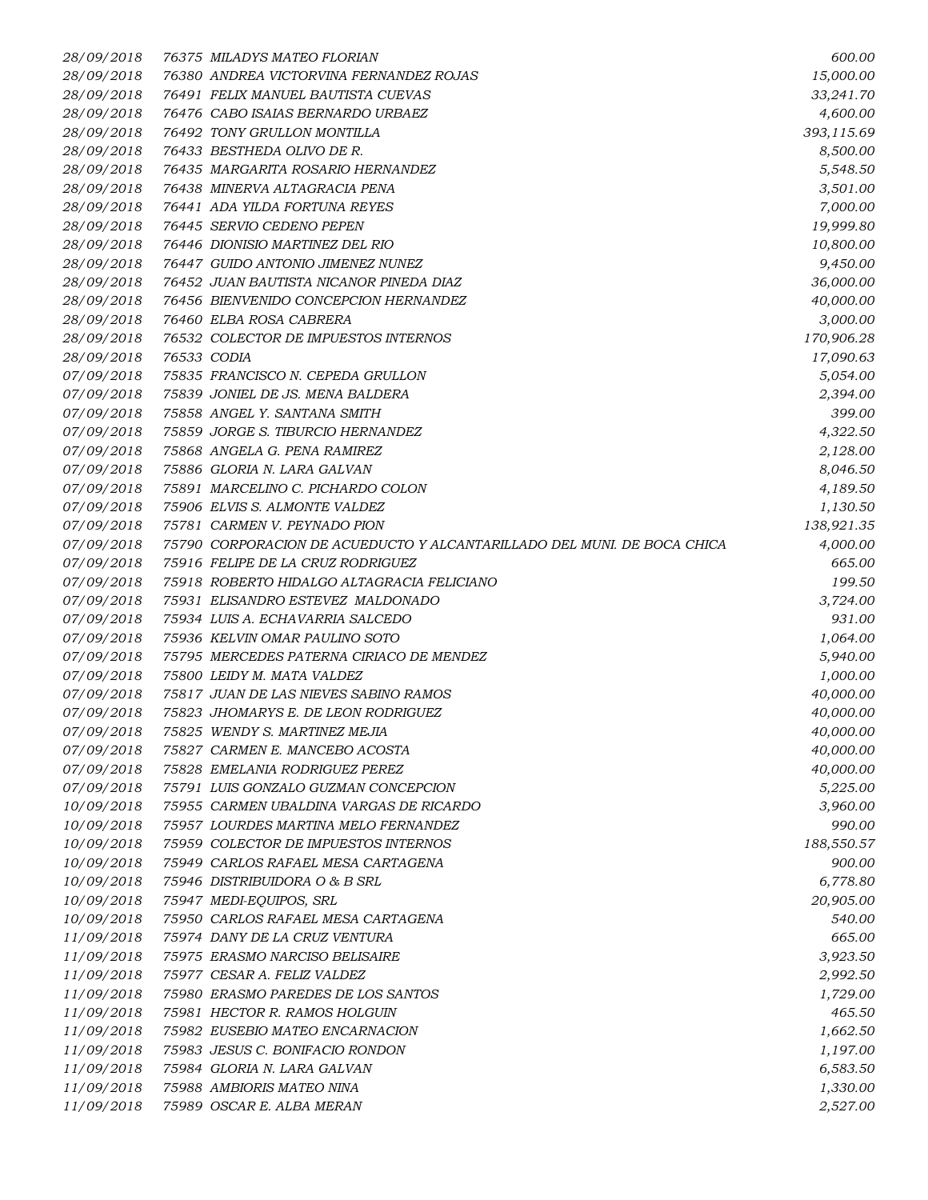| | | | |
|---|---|---|---|
| 28/09/2018 | 76375 | MILADYS MATEO FLORIAN | 600.00 |
| 28/09/2018 | 76380 | ANDREA VICTORVINA FERNANDEZ ROJAS | 15,000.00 |
| 28/09/2018 | 76491 | FELIX MANUEL BAUTISTA CUEVAS | 33,241.70 |
| 28/09/2018 | 76476 | CABO ISAIAS BERNARDO URBAEZ | 4,600.00 |
| 28/09/2018 | 76492 | TONY GRULLON MONTILLA | 393,115.69 |
| 28/09/2018 | 76433 | BESTHEDA OLIVO DE R. | 8,500.00 |
| 28/09/2018 | 76435 | MARGARITA ROSARIO HERNANDEZ | 5,548.50 |
| 28/09/2018 | 76438 | MINERVA ALTAGRACIA PENA | 3,501.00 |
| 28/09/2018 | 76441 | ADA YILDA FORTUNA REYES | 7,000.00 |
| 28/09/2018 | 76445 | SERVIO CEDENO PEPEN | 19,999.80 |
| 28/09/2018 | 76446 | DIONISIO MARTINEZ DEL RIO | 10,800.00 |
| 28/09/2018 | 76447 | GUIDO ANTONIO JIMENEZ NUNEZ | 9,450.00 |
| 28/09/2018 | 76452 | JUAN BAUTISTA NICANOR PINEDA DIAZ | 36,000.00 |
| 28/09/2018 | 76456 | BIENVENIDO CONCEPCION HERNANDEZ | 40,000.00 |
| 28/09/2018 | 76460 | ELBA ROSA CABRERA | 3,000.00 |
| 28/09/2018 | 76532 | COLECTOR DE IMPUESTOS INTERNOS | 170,906.28 |
| 28/09/2018 | 76533 | CODIA | 17,090.63 |
| 07/09/2018 | 75835 | FRANCISCO N. CEPEDA GRULLON | 5,054.00 |
| 07/09/2018 | 75839 | JONIEL DE JS. MENA BALDERA | 2,394.00 |
| 07/09/2018 | 75858 | ANGEL Y. SANTANA SMITH | 399.00 |
| 07/09/2018 | 75859 | JORGE S. TIBURCIO HERNANDEZ | 4,322.50 |
| 07/09/2018 | 75868 | ANGELA G. PENA RAMIREZ | 2,128.00 |
| 07/09/2018 | 75886 | GLORIA N. LARA GALVAN | 8,046.50 |
| 07/09/2018 | 75891 | MARCELINO C. PICHARDO COLON | 4,189.50 |
| 07/09/2018 | 75906 | ELVIS S. ALMONTE VALDEZ | 1,130.50 |
| 07/09/2018 | 75781 | CARMEN V. PEYNADO PION | 138,921.35 |
| 07/09/2018 | 75790 | CORPORACION DE ACUEDUCTO Y ALCANTARILLADO DEL MUNI. DE BOCA CHICA | 4,000.00 |
| 07/09/2018 | 75916 | FELIPE DE LA CRUZ RODRIGUEZ | 665.00 |
| 07/09/2018 | 75918 | ROBERTO HIDALGO ALTAGRACIA FELICIANO | 199.50 |
| 07/09/2018 | 75931 | ELISANDRO ESTEVEZ MALDONADO | 3,724.00 |
| 07/09/2018 | 75934 | LUIS A. ECHAVARRIA SALCEDO | 931.00 |
| 07/09/2018 | 75936 | KELVIN OMAR PAULINO SOTO | 1,064.00 |
| 07/09/2018 | 75795 | MERCEDES PATERNA CIRIACO DE MENDEZ | 5,940.00 |
| 07/09/2018 | 75800 | LEIDY M. MATA VALDEZ | 1,000.00 |
| 07/09/2018 | 75817 | JUAN DE LAS NIEVES SABINO RAMOS | 40,000.00 |
| 07/09/2018 | 75823 | JHOMARYS E. DE LEON RODRIGUEZ | 40,000.00 |
| 07/09/2018 | 75825 | WENDY S. MARTINEZ MEJIA | 40,000.00 |
| 07/09/2018 | 75827 | CARMEN E. MANCEBO ACOSTA | 40,000.00 |
| 07/09/2018 | 75828 | EMELANIA RODRIGUEZ PEREZ | 40,000.00 |
| 07/09/2018 | 75791 | LUIS GONZALO GUZMAN CONCEPCION | 5,225.00 |
| 10/09/2018 | 75955 | CARMEN UBALDINA VARGAS DE RICARDO | 3,960.00 |
| 10/09/2018 | 75957 | LOURDES MARTINA MELO FERNANDEZ | 990.00 |
| 10/09/2018 | 75959 | COLECTOR DE IMPUESTOS INTERNOS | 188,550.57 |
| 10/09/2018 | 75949 | CARLOS RAFAEL MESA CARTAGENA | 900.00 |
| 10/09/2018 | 75946 | DISTRIBUIDORA O & B SRL | 6,778.80 |
| 10/09/2018 | 75947 | MEDI-EQUIPOS, SRL | 20,905.00 |
| 10/09/2018 | 75950 | CARLOS RAFAEL MESA CARTAGENA | 540.00 |
| 11/09/2018 | 75974 | DANY DE LA CRUZ VENTURA | 665.00 |
| 11/09/2018 | 75975 | ERASMO NARCISO BELISAIRE | 3,923.50 |
| 11/09/2018 | 75977 | CESAR A. FELIZ VALDEZ | 2,992.50 |
| 11/09/2018 | 75980 | ERASMO PAREDES DE LOS SANTOS | 1,729.00 |
| 11/09/2018 | 75981 | HECTOR R. RAMOS HOLGUIN | 465.50 |
| 11/09/2018 | 75982 | EUSEBIO MATEO ENCARNACION | 1,662.50 |
| 11/09/2018 | 75983 | JESUS C. BONIFACIO RONDON | 1,197.00 |
| 11/09/2018 | 75984 | GLORIA N. LARA GALVAN | 6,583.50 |
| 11/09/2018 | 75988 | AMBIORIS MATEO NINA | 1,330.00 |
| 11/09/2018 | 75989 | OSCAR E. ALBA MERAN | 2,527.00 |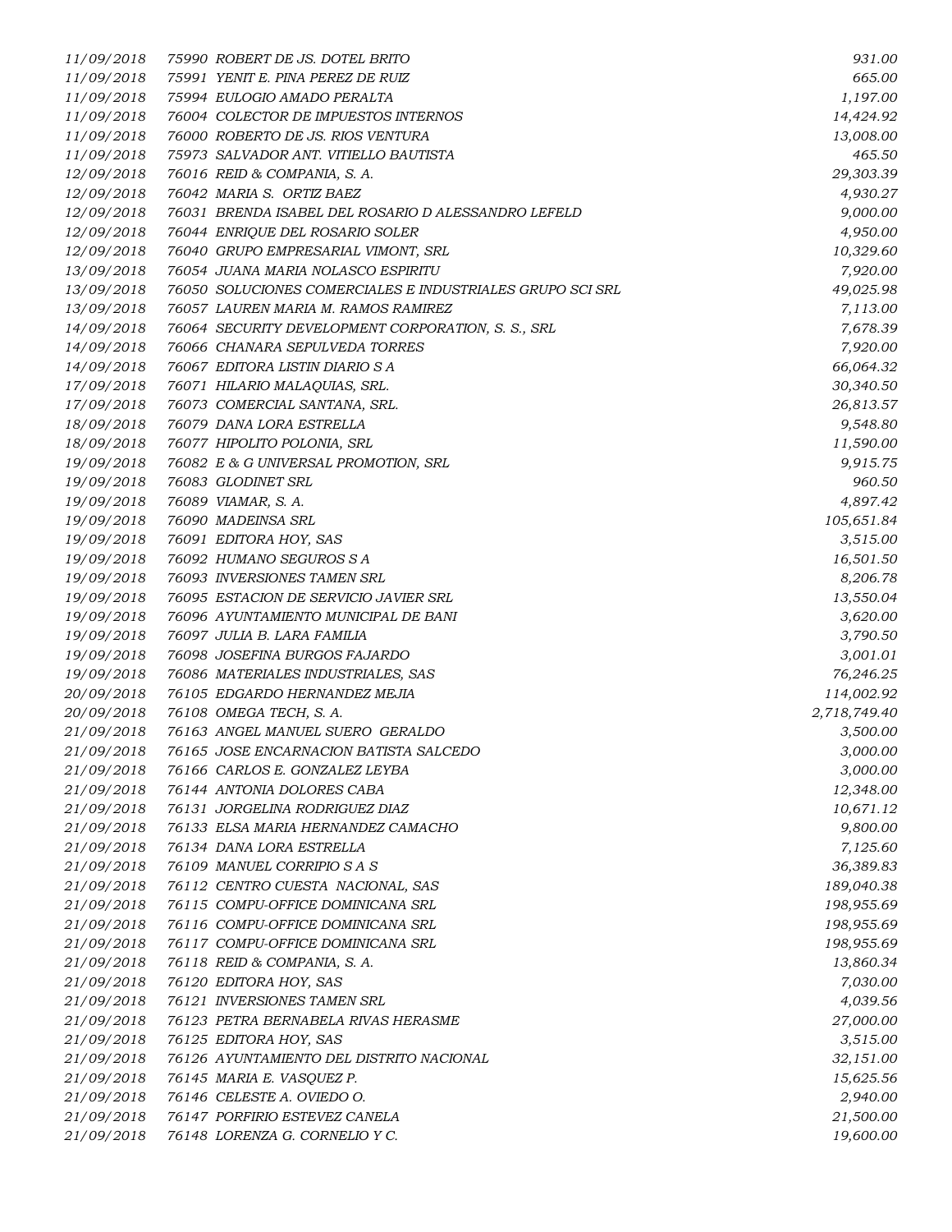| | | | |
|---|---|---|---|
| 11/09/2018 | 75990 | ROBERT DE JS. DOTEL BRITO | 931.00 |
| 11/09/2018 | 75991 | YENIT E. PINA PEREZ DE RUIZ | 665.00 |
| 11/09/2018 | 75994 | EULOGIO AMADO PERALTA | 1,197.00 |
| 11/09/2018 | 76004 | COLECTOR DE IMPUESTOS INTERNOS | 14,424.92 |
| 11/09/2018 | 76000 | ROBERTO DE JS. RIOS VENTURA | 13,008.00 |
| 11/09/2018 | 75973 | SALVADOR ANT. VITIELLO BAUTISTA | 465.50 |
| 12/09/2018 | 76016 | REID & COMPANIA, S. A. | 29,303.39 |
| 12/09/2018 | 76042 | MARIA S. ORTIZ BAEZ | 4,930.27 |
| 12/09/2018 | 76031 | BRENDA ISABEL DEL ROSARIO D ALESSANDRO LEFELD | 9,000.00 |
| 12/09/2018 | 76044 | ENRIQUE DEL ROSARIO SOLER | 4,950.00 |
| 12/09/2018 | 76040 | GRUPO EMPRESARIAL VIMONT, SRL | 10,329.60 |
| 13/09/2018 | 76054 | JUANA MARIA NOLASCO ESPIRITU | 7,920.00 |
| 13/09/2018 | 76050 | SOLUCIONES COMERCIALES E INDUSTRIALES GRUPO SCI SRL | 49,025.98 |
| 13/09/2018 | 76057 | LAUREN MARIA M. RAMOS RAMIREZ | 7,113.00 |
| 14/09/2018 | 76064 | SECURITY DEVELOPMENT CORPORATION, S. S., SRL | 7,678.39 |
| 14/09/2018 | 76066 | CHANARA SEPULVEDA TORRES | 7,920.00 |
| 14/09/2018 | 76067 | EDITORA LISTIN DIARIO S A | 66,064.32 |
| 17/09/2018 | 76071 | HILARIO MALAQUIAS, SRL. | 30,340.50 |
| 17/09/2018 | 76073 | COMERCIAL SANTANA, SRL. | 26,813.57 |
| 18/09/2018 | 76079 | DANA LORA ESTRELLA | 9,548.80 |
| 18/09/2018 | 76077 | HIPOLITO POLONIA, SRL | 11,590.00 |
| 19/09/2018 | 76082 | E & G UNIVERSAL PROMOTION, SRL | 9,915.75 |
| 19/09/2018 | 76083 | GLODINET SRL | 960.50 |
| 19/09/2018 | 76089 | VIAMAR, S. A. | 4,897.42 |
| 19/09/2018 | 76090 | MADEINSA SRL | 105,651.84 |
| 19/09/2018 | 76091 | EDITORA HOY, SAS | 3,515.00 |
| 19/09/2018 | 76092 | HUMANO SEGUROS S A | 16,501.50 |
| 19/09/2018 | 76093 | INVERSIONES TAMEN SRL | 8,206.78 |
| 19/09/2018 | 76095 | ESTACION DE SERVICIO JAVIER SRL | 13,550.04 |
| 19/09/2018 | 76096 | AYUNTAMIENTO MUNICIPAL DE BANI | 3,620.00 |
| 19/09/2018 | 76097 | JULIA B. LARA FAMILIA | 3,790.50 |
| 19/09/2018 | 76098 | JOSEFINA BURGOS FAJARDO | 3,001.01 |
| 19/09/2018 | 76086 | MATERIALES INDUSTRIALES, SAS | 76,246.25 |
| 20/09/2018 | 76105 | EDGARDO HERNANDEZ MEJIA | 114,002.92 |
| 20/09/2018 | 76108 | OMEGA TECH, S. A. | 2,718,749.40 |
| 21/09/2018 | 76163 | ANGEL MANUEL SUERO GERALDO | 3,500.00 |
| 21/09/2018 | 76165 | JOSE ENCARNACION BATISTA SALCEDO | 3,000.00 |
| 21/09/2018 | 76166 | CARLOS E. GONZALEZ LEYBA | 3,000.00 |
| 21/09/2018 | 76144 | ANTONIA DOLORES CABA | 12,348.00 |
| 21/09/2018 | 76131 | JORGELINA RODRIGUEZ DIAZ | 10,671.12 |
| 21/09/2018 | 76133 | ELSA MARIA HERNANDEZ CAMACHO | 9,800.00 |
| 21/09/2018 | 76134 | DANA LORA ESTRELLA | 7,125.60 |
| 21/09/2018 | 76109 | MANUEL CORRIPIO S A S | 36,389.83 |
| 21/09/2018 | 76112 | CENTRO CUESTA NACIONAL, SAS | 189,040.38 |
| 21/09/2018 | 76115 | COMPU-OFFICE DOMINICANA SRL | 198,955.69 |
| 21/09/2018 | 76116 | COMPU-OFFICE DOMINICANA SRL | 198,955.69 |
| 21/09/2018 | 76117 | COMPU-OFFICE DOMINICANA SRL | 198,955.69 |
| 21/09/2018 | 76118 | REID & COMPANIA, S. A. | 13,860.34 |
| 21/09/2018 | 76120 | EDITORA HOY, SAS | 7,030.00 |
| 21/09/2018 | 76121 | INVERSIONES TAMEN SRL | 4,039.56 |
| 21/09/2018 | 76123 | PETRA BERNABELA RIVAS HERASME | 27,000.00 |
| 21/09/2018 | 76125 | EDITORA HOY, SAS | 3,515.00 |
| 21/09/2018 | 76126 | AYUNTAMIENTO DEL DISTRITO NACIONAL | 32,151.00 |
| 21/09/2018 | 76145 | MARIA E. VASQUEZ P. | 15,625.56 |
| 21/09/2018 | 76146 | CELESTE A. OVIEDO O. | 2,940.00 |
| 21/09/2018 | 76147 | PORFIRIO ESTEVEZ CANELA | 21,500.00 |
| 21/09/2018 | 76148 | LORENZA G. CORNELIO Y C. | 19,600.00 |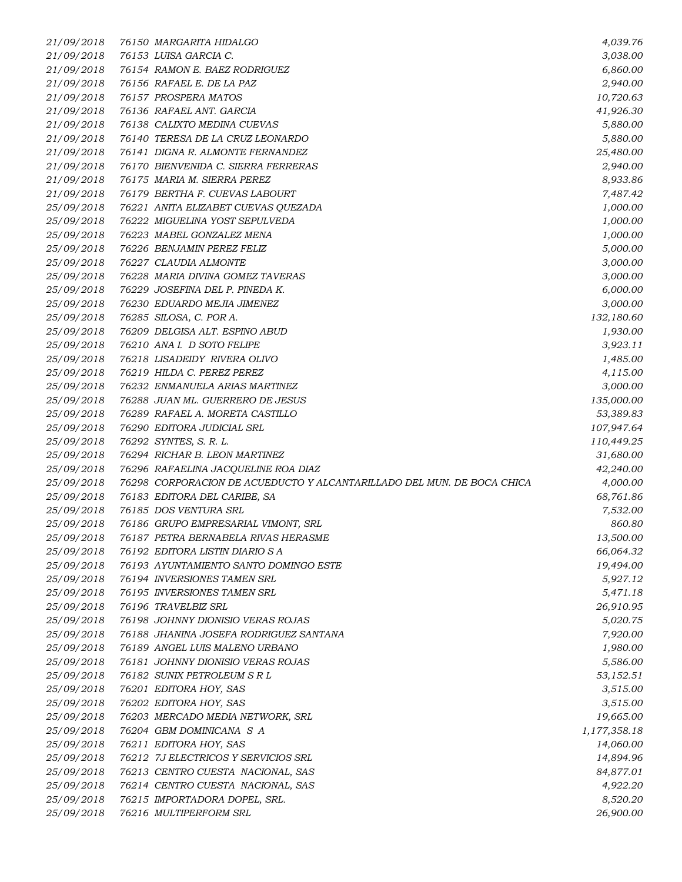| | | | |
|---|---|---|---|
| 21/09/2018 | 76150 | MARGARITA HIDALGO | 4,039.76 |
| 21/09/2018 | 76153 | LUISA GARCIA C. | 3,038.00 |
| 21/09/2018 | 76154 | RAMON E. BAEZ RODRIGUEZ | 6,860.00 |
| 21/09/2018 | 76156 | RAFAEL E. DE LA PAZ | 2,940.00 |
| 21/09/2018 | 76157 | PROSPERA MATOS | 10,720.63 |
| 21/09/2018 | 76136 | RAFAEL ANT. GARCIA | 41,926.30 |
| 21/09/2018 | 76138 | CALIXTO MEDINA CUEVAS | 5,880.00 |
| 21/09/2018 | 76140 | TERESA DE LA CRUZ LEONARDO | 5,880.00 |
| 21/09/2018 | 76141 | DIGNA R. ALMONTE FERNANDEZ | 25,480.00 |
| 21/09/2018 | 76170 | BIENVENIDA C. SIERRA FERRERAS | 2,940.00 |
| 21/09/2018 | 76175 | MARIA M. SIERRA PEREZ | 8,933.86 |
| 21/09/2018 | 76179 | BERTHA F. CUEVAS LABOURT | 7,487.42 |
| 25/09/2018 | 76221 | ANITA ELIZABET CUEVAS QUEZADA | 1,000.00 |
| 25/09/2018 | 76222 | MIGUELINA YOST SEPULVEDA | 1,000.00 |
| 25/09/2018 | 76223 | MABEL GONZALEZ MENA | 1,000.00 |
| 25/09/2018 | 76226 | BENJAMIN PEREZ FELIZ | 5,000.00 |
| 25/09/2018 | 76227 | CLAUDIA ALMONTE | 3,000.00 |
| 25/09/2018 | 76228 | MARIA DIVINA GOMEZ TAVERAS | 3,000.00 |
| 25/09/2018 | 76229 | JOSEFINA DEL P. PINEDA K. | 6,000.00 |
| 25/09/2018 | 76230 | EDUARDO MEJIA JIMENEZ | 3,000.00 |
| 25/09/2018 | 76285 | SILOSA, C. POR A. | 132,180.60 |
| 25/09/2018 | 76209 | DELGISA ALT. ESPINO ABUD | 1,930.00 |
| 25/09/2018 | 76210 | ANA I. D SOTO FELIPE | 3,923.11 |
| 25/09/2018 | 76218 | LISADEIDY RIVERA OLIVO | 1,485.00 |
| 25/09/2018 | 76219 | HILDA C. PEREZ PEREZ | 4,115.00 |
| 25/09/2018 | 76232 | ENMANUELA ARIAS MARTINEZ | 3,000.00 |
| 25/09/2018 | 76288 | JUAN ML. GUERRERO DE JESUS | 135,000.00 |
| 25/09/2018 | 76289 | RAFAEL A. MORETA CASTILLO | 53,389.83 |
| 25/09/2018 | 76290 | EDITORA JUDICIAL SRL | 107,947.64 |
| 25/09/2018 | 76292 | SYNTES, S. R. L. | 110,449.25 |
| 25/09/2018 | 76294 | RICHAR B. LEON MARTINEZ | 31,680.00 |
| 25/09/2018 | 76296 | RAFAELINA JACQUELINE ROA DIAZ | 42,240.00 |
| 25/09/2018 | 76298 | CORPORACION DE ACUEDUCTO Y ALCANTARILLADO DEL MUN. DE BOCA CHICA | 4,000.00 |
| 25/09/2018 | 76183 | EDITORA DEL CARIBE, SA | 68,761.86 |
| 25/09/2018 | 76185 | DOS VENTURA SRL | 7,532.00 |
| 25/09/2018 | 76186 | GRUPO EMPRESARIAL VIMONT, SRL | 860.80 |
| 25/09/2018 | 76187 | PETRA BERNABELA RIVAS HERASME | 13,500.00 |
| 25/09/2018 | 76192 | EDITORA LISTIN DIARIO S A | 66,064.32 |
| 25/09/2018 | 76193 | AYUNTAMIENTO SANTO DOMINGO ESTE | 19,494.00 |
| 25/09/2018 | 76194 | INVERSIONES TAMEN SRL | 5,927.12 |
| 25/09/2018 | 76195 | INVERSIONES TAMEN SRL | 5,471.18 |
| 25/09/2018 | 76196 | TRAVELBIZ SRL | 26,910.95 |
| 25/09/2018 | 76198 | JOHNNY DIONISIO VERAS ROJAS | 5,020.75 |
| 25/09/2018 | 76188 | JHANINA JOSEFA RODRIGUEZ SANTANA | 7,920.00 |
| 25/09/2018 | 76189 | ANGEL LUIS MALENO URBANO | 1,980.00 |
| 25/09/2018 | 76181 | JOHNNY DIONISIO VERAS ROJAS | 5,586.00 |
| 25/09/2018 | 76182 | SUNIX PETROLEUM S R L | 53,152.51 |
| 25/09/2018 | 76201 | EDITORA HOY, SAS | 3,515.00 |
| 25/09/2018 | 76202 | EDITORA HOY, SAS | 3,515.00 |
| 25/09/2018 | 76203 | MERCADO MEDIA NETWORK, SRL | 19,665.00 |
| 25/09/2018 | 76204 | GBM DOMINICANA S A | 1,177,358.18 |
| 25/09/2018 | 76211 | EDITORA HOY, SAS | 14,060.00 |
| 25/09/2018 | 76212 | 7J ELECTRICOS Y SERVICIOS SRL | 14,894.96 |
| 25/09/2018 | 76213 | CENTRO CUESTA NACIONAL, SAS | 84,877.01 |
| 25/09/2018 | 76214 | CENTRO CUESTA NACIONAL, SAS | 4,922.20 |
| 25/09/2018 | 76215 | IMPORTADORA DOPEL, SRL. | 8,520.20 |
| 25/09/2018 | 76216 | MULTIPERFORM SRL | 26,900.00 |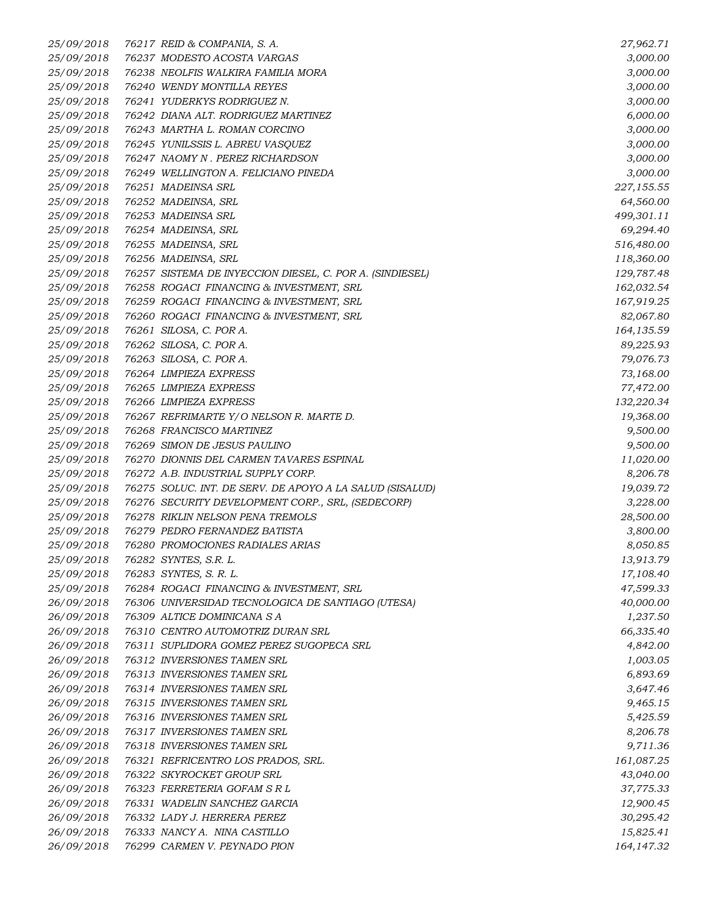| | | |
|---|---|---|
| 25/09/2018 | 76217 REID & COMPANIA, S. A. | 27,962.71 |
| 25/09/2018 | 76237 MODESTO ACOSTA VARGAS | 3,000.00 |
| 25/09/2018 | 76238 NEOLFIS WALKIRA FAMILIA MORA | 3,000.00 |
| 25/09/2018 | 76240 WENDY MONTILLA REYES | 3,000.00 |
| 25/09/2018 | 76241 YUDERKYS RODRIGUEZ N. | 3,000.00 |
| 25/09/2018 | 76242 DIANA ALT. RODRIGUEZ MARTINEZ | 6,000.00 |
| 25/09/2018 | 76243 MARTHA L. ROMAN CORCINO | 3,000.00 |
| 25/09/2018 | 76245 YUNILSSIS L. ABREU VASQUEZ | 3,000.00 |
| 25/09/2018 | 76247 NAOMY N . PEREZ RICHARDSON | 3,000.00 |
| 25/09/2018 | 76249 WELLINGTON A. FELICIANO PINEDA | 3,000.00 |
| 25/09/2018 | 76251 MADEINSA SRL | 227,155.55 |
| 25/09/2018 | 76252 MADEINSA, SRL | 64,560.00 |
| 25/09/2018 | 76253 MADEINSA SRL | 499,301.11 |
| 25/09/2018 | 76254 MADEINSA, SRL | 69,294.40 |
| 25/09/2018 | 76255 MADEINSA, SRL | 516,480.00 |
| 25/09/2018 | 76256 MADEINSA, SRL | 118,360.00 |
| 25/09/2018 | 76257 SISTEMA DE INYECCION DIESEL, C. POR A. (SINDIESEL) | 129,787.48 |
| 25/09/2018 | 76258 ROGACI FINANCING & INVESTMENT, SRL | 162,032.54 |
| 25/09/2018 | 76259 ROGACI FINANCING & INVESTMENT, SRL | 167,919.25 |
| 25/09/2018 | 76260 ROGACI FINANCING & INVESTMENT, SRL | 82,067.80 |
| 25/09/2018 | 76261 SILOSA, C. POR A. | 164,135.59 |
| 25/09/2018 | 76262 SILOSA, C. POR A. | 89,225.93 |
| 25/09/2018 | 76263 SILOSA, C. POR A. | 79,076.73 |
| 25/09/2018 | 76264 LIMPIEZA EXPRESS | 73,168.00 |
| 25/09/2018 | 76265 LIMPIEZA EXPRESS | 77,472.00 |
| 25/09/2018 | 76266 LIMPIEZA EXPRESS | 132,220.34 |
| 25/09/2018 | 76267 REFRIMARTE Y/O NELSON R. MARTE D. | 19,368.00 |
| 25/09/2018 | 76268 FRANCISCO MARTINEZ | 9,500.00 |
| 25/09/2018 | 76269 SIMON DE JESUS PAULINO | 9,500.00 |
| 25/09/2018 | 76270 DIONNIS DEL CARMEN TAVARES ESPINAL | 11,020.00 |
| 25/09/2018 | 76272 A.B. INDUSTRIAL SUPPLY CORP. | 8,206.78 |
| 25/09/2018 | 76275 SOLUC. INT. DE SERV. DE APOYO A LA SALUD (SISALUD) | 19,039.72 |
| 25/09/2018 | 76276 SECURITY DEVELOPMENT CORP., SRL, (SEDECORP) | 3,228.00 |
| 25/09/2018 | 76278 RIKLIN NELSON PENA TREMOLS | 28,500.00 |
| 25/09/2018 | 76279 PEDRO FERNANDEZ BATISTA | 3,800.00 |
| 25/09/2018 | 76280 PROMOCIONES RADIALES ARIAS | 8,050.85 |
| 25/09/2018 | 76282 SYNTES, S.R. L. | 13,913.79 |
| 25/09/2018 | 76283 SYNTES, S. R. L. | 17,108.40 |
| 25/09/2018 | 76284 ROGACI FINANCING & INVESTMENT, SRL | 47,599.33 |
| 26/09/2018 | 76306 UNIVERSIDAD TECNOLOGICA DE SANTIAGO (UTESA) | 40,000.00 |
| 26/09/2018 | 76309 ALTICE DOMINICANA S A | 1,237.50 |
| 26/09/2018 | 76310 CENTRO AUTOMOTRIZ DURAN SRL | 66,335.40 |
| 26/09/2018 | 76311 SUPLIDORA GOMEZ PEREZ SUGOPECA SRL | 4,842.00 |
| 26/09/2018 | 76312 INVERSIONES TAMEN SRL | 1,003.05 |
| 26/09/2018 | 76313 INVERSIONES TAMEN SRL | 6,893.69 |
| 26/09/2018 | 76314 INVERSIONES TAMEN SRL | 3,647.46 |
| 26/09/2018 | 76315 INVERSIONES TAMEN SRL | 9,465.15 |
| 26/09/2018 | 76316 INVERSIONES TAMEN SRL | 5,425.59 |
| 26/09/2018 | 76317 INVERSIONES TAMEN SRL | 8,206.78 |
| 26/09/2018 | 76318 INVERSIONES TAMEN SRL | 9,711.36 |
| 26/09/2018 | 76321 REFRICENTRO LOS PRADOS, SRL. | 161,087.25 |
| 26/09/2018 | 76322 SKYROCKET GROUP SRL | 43,040.00 |
| 26/09/2018 | 76323 FERRETERIA GOFAM S R L | 37,775.33 |
| 26/09/2018 | 76331 WADELIN SANCHEZ GARCIA | 12,900.45 |
| 26/09/2018 | 76332 LADY J. HERRERA PEREZ | 30,295.42 |
| 26/09/2018 | 76333 NANCY A. NINA CASTILLO | 15,825.41 |
| 26/09/2018 | 76299 CARMEN V. PEYNADO PION | 164,147.32 |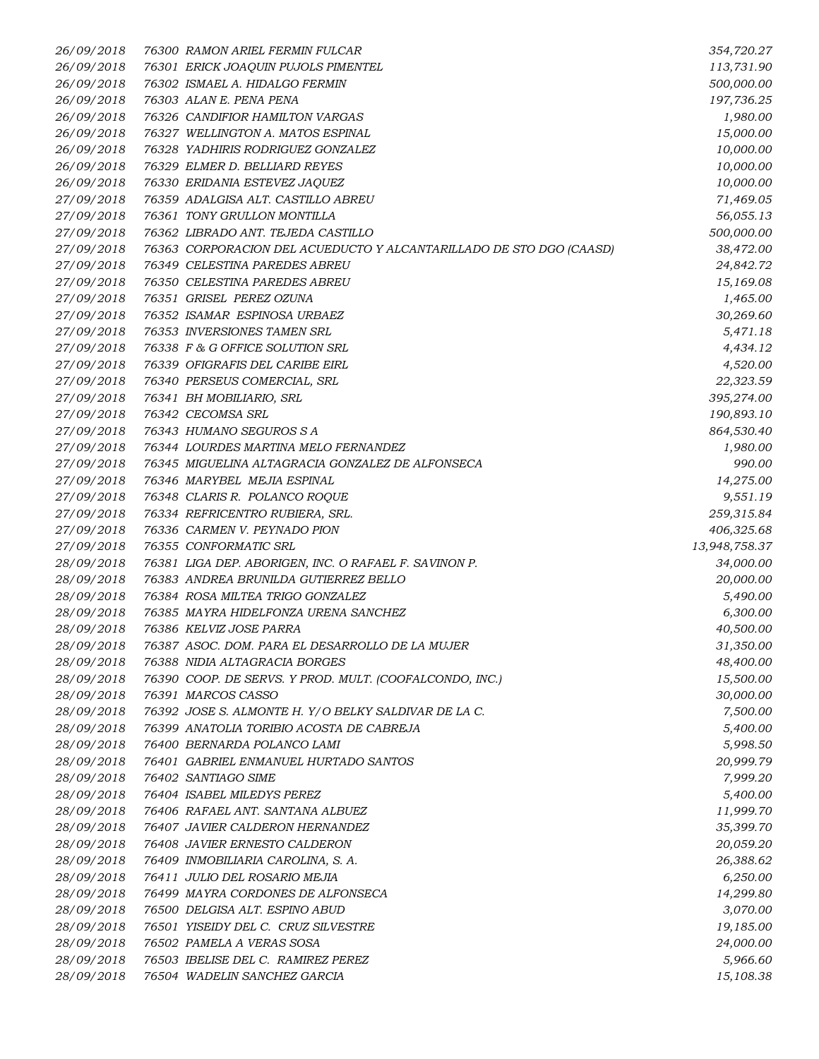| | | | |
|---|---|---|---|
| 26/09/2018 | 76300 | RAMON ARIEL FERMIN FULCAR | 354,720.27 |
| 26/09/2018 | 76301 | ERICK JOAQUIN PUJOLS PIMENTEL | 113,731.90 |
| 26/09/2018 | 76302 | ISMAEL A. HIDALGO FERMIN | 500,000.00 |
| 26/09/2018 | 76303 | ALAN E. PENA PENA | 197,736.25 |
| 26/09/2018 | 76326 | CANDIFIOR HAMILTON VARGAS | 1,980.00 |
| 26/09/2018 | 76327 | WELLINGTON A. MATOS ESPINAL | 15,000.00 |
| 26/09/2018 | 76328 | YADHIRIS RODRIGUEZ GONZALEZ | 10,000.00 |
| 26/09/2018 | 76329 | ELMER D. BELLIARD REYES | 10,000.00 |
| 26/09/2018 | 76330 | ERIDANIA ESTEVEZ JAQUEZ | 10,000.00 |
| 27/09/2018 | 76359 | ADALGISA ALT. CASTILLO ABREU | 71,469.05 |
| 27/09/2018 | 76361 | TONY GRULLON MONTILLA | 56,055.13 |
| 27/09/2018 | 76362 | LIBRADO ANT. TEJEDA CASTILLO | 500,000.00 |
| 27/09/2018 | 76363 | CORPORACION DEL ACUEDUCTO Y ALCANTARILLADO DE STO DGO (CAASD) | 38,472.00 |
| 27/09/2018 | 76349 | CELESTINA PAREDES ABREU | 24,842.72 |
| 27/09/2018 | 76350 | CELESTINA PAREDES ABREU | 15,169.08 |
| 27/09/2018 | 76351 | GRISEL PEREZ OZUNA | 1,465.00 |
| 27/09/2018 | 76352 | ISAMAR ESPINOSA URBAEZ | 30,269.60 |
| 27/09/2018 | 76353 | INVERSIONES TAMEN SRL | 5,471.18 |
| 27/09/2018 | 76338 | F & G OFFICE SOLUTION SRL | 4,434.12 |
| 27/09/2018 | 76339 | OFIGRAFIS DEL CARIBE EIRL | 4,520.00 |
| 27/09/2018 | 76340 | PERSEUS COMERCIAL, SRL | 22,323.59 |
| 27/09/2018 | 76341 | BH MOBILIARIO, SRL | 395,274.00 |
| 27/09/2018 | 76342 | CECOMSA SRL | 190,893.10 |
| 27/09/2018 | 76343 | HUMANO SEGUROS S A | 864,530.40 |
| 27/09/2018 | 76344 | LOURDES MARTINA MELO FERNANDEZ | 1,980.00 |
| 27/09/2018 | 76345 | MIGUELINA ALTAGRACIA GONZALEZ DE ALFONSECA | 990.00 |
| 27/09/2018 | 76346 | MARYBEL MEJIA ESPINAL | 14,275.00 |
| 27/09/2018 | 76348 | CLARIS R. POLANCO ROQUE | 9,551.19 |
| 27/09/2018 | 76334 | REFRICENTRO RUBIERA, SRL. | 259,315.84 |
| 27/09/2018 | 76336 | CARMEN V. PEYNADO PION | 406,325.68 |
| 27/09/2018 | 76355 | CONFORMATIC SRL | 13,948,758.37 |
| 28/09/2018 | 76381 | LIGA DEP. ABORIGEN, INC. O RAFAEL F. SAVINON P. | 34,000.00 |
| 28/09/2018 | 76383 | ANDREA BRUNILDA GUTIERREZ BELLO | 20,000.00 |
| 28/09/2018 | 76384 | ROSA MILTEA TRIGO GONZALEZ | 5,490.00 |
| 28/09/2018 | 76385 | MAYRA HIDELFONZA URENA SANCHEZ | 6,300.00 |
| 28/09/2018 | 76386 | KELVIZ JOSE PARRA | 40,500.00 |
| 28/09/2018 | 76387 | ASOC. DOM. PARA EL DESARROLLO DE LA MUJER | 31,350.00 |
| 28/09/2018 | 76388 | NIDIA ALTAGRACIA BORGES | 48,400.00 |
| 28/09/2018 | 76390 | COOP. DE SERVS. Y PROD. MULT. (COOFALCONDO, INC.) | 15,500.00 |
| 28/09/2018 | 76391 | MARCOS CASSO | 30,000.00 |
| 28/09/2018 | 76392 | JOSE S. ALMONTE H. Y/O BELKY SALDIVAR DE LA C. | 7,500.00 |
| 28/09/2018 | 76399 | ANATOLIA TORIBIO ACOSTA DE CABREJA | 5,400.00 |
| 28/09/2018 | 76400 | BERNARDA POLANCO LAMI | 5,998.50 |
| 28/09/2018 | 76401 | GABRIEL ENMANUEL HURTADO SANTOS | 20,999.79 |
| 28/09/2018 | 76402 | SANTIAGO SIME | 7,999.20 |
| 28/09/2018 | 76404 | ISABEL MILEDYS PEREZ | 5,400.00 |
| 28/09/2018 | 76406 | RAFAEL ANT. SANTANA ALBUEZ | 11,999.70 |
| 28/09/2018 | 76407 | JAVIER CALDERON HERNANDEZ | 35,399.70 |
| 28/09/2018 | 76408 | JAVIER ERNESTO CALDERON | 20,059.20 |
| 28/09/2018 | 76409 | INMOBILIARIA CAROLINA, S. A. | 26,388.62 |
| 28/09/2018 | 76411 | JULIO DEL ROSARIO MEJIA | 6,250.00 |
| 28/09/2018 | 76499 | MAYRA CORDONES DE ALFONSECA | 14,299.80 |
| 28/09/2018 | 76500 | DELGISA ALT. ESPINO ABUD | 3,070.00 |
| 28/09/2018 | 76501 | YISEIDY DEL C. CRUZ SILVESTRE | 19,185.00 |
| 28/09/2018 | 76502 | PAMELA A VERAS SOSA | 24,000.00 |
| 28/09/2018 | 76503 | IBELISE DEL C. RAMIREZ PEREZ | 5,966.60 |
| 28/09/2018 | 76504 | WADELIN SANCHEZ GARCIA | 15,108.38 |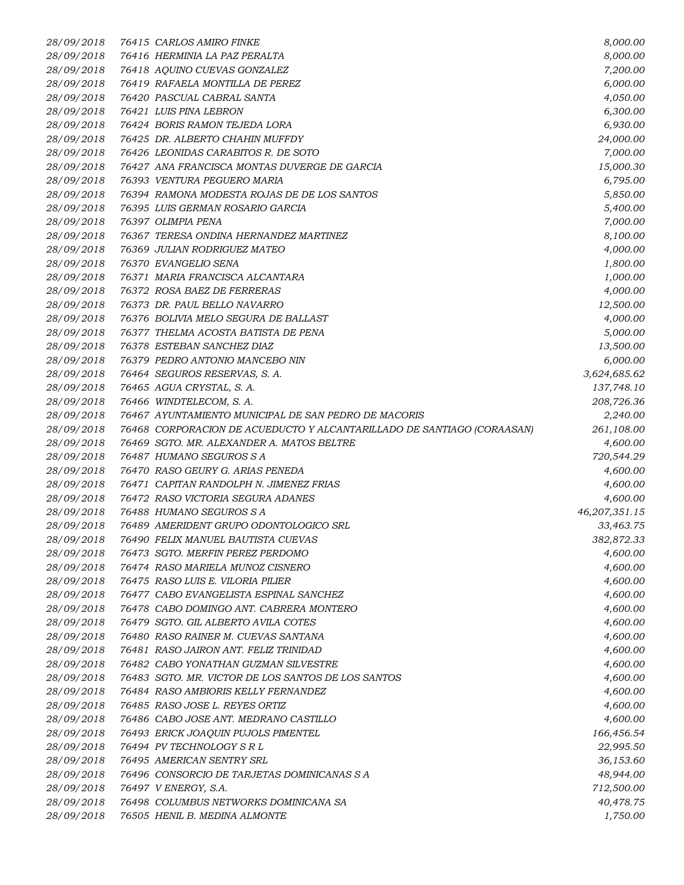| | | | |
|---|---|---|---|
| 28/09/2018 | 76415 | CARLOS AMIRO FINKE | 8,000.00 |
| 28/09/2018 | 76416 | HERMINIA LA PAZ PERALTA | 8,000.00 |
| 28/09/2018 | 76418 | AQUINO CUEVAS GONZALEZ | 7,200.00 |
| 28/09/2018 | 76419 | RAFAELA MONTILLA DE PEREZ | 6,000.00 |
| 28/09/2018 | 76420 | PASCUAL CABRAL SANTA | 4,050.00 |
| 28/09/2018 | 76421 | LUIS PINA LEBRON | 6,300.00 |
| 28/09/2018 | 76424 | BORIS RAMON TEJEDA LORA | 6,930.00 |
| 28/09/2018 | 76425 | DR. ALBERTO CHAHIN MUFFDY | 24,000.00 |
| 28/09/2018 | 76426 | LEONIDAS CARABITOS R. DE SOTO | 7,000.00 |
| 28/09/2018 | 76427 | ANA FRANCISCA MONTAS DUVERGE DE GARCIA | 15,000.30 |
| 28/09/2018 | 76393 | VENTURA PEGUERO MARIA | 6,795.00 |
| 28/09/2018 | 76394 | RAMONA MODESTA ROJAS DE DE LOS SANTOS | 5,850.00 |
| 28/09/2018 | 76395 | LUIS GERMAN ROSARIO GARCIA | 5,400.00 |
| 28/09/2018 | 76397 | OLIMPIA PENA | 7,000.00 |
| 28/09/2018 | 76367 | TERESA ONDINA HERNANDEZ MARTINEZ | 8,100.00 |
| 28/09/2018 | 76369 | JULIAN RODRIGUEZ MATEO | 4,000.00 |
| 28/09/2018 | 76370 | EVANGELIO SENA | 1,800.00 |
| 28/09/2018 | 76371 | MARIA FRANCISCA ALCANTARA | 1,000.00 |
| 28/09/2018 | 76372 | ROSA BAEZ DE FERRERAS | 4,000.00 |
| 28/09/2018 | 76373 | DR. PAUL BELLO NAVARRO | 12,500.00 |
| 28/09/2018 | 76376 | BOLIVIA MELO SEGURA DE BALLAST | 4,000.00 |
| 28/09/2018 | 76377 | THELMA ACOSTA BATISTA DE PENA | 5,000.00 |
| 28/09/2018 | 76378 | ESTEBAN SANCHEZ DIAZ | 13,500.00 |
| 28/09/2018 | 76379 | PEDRO ANTONIO MANCEBO NIN | 6,000.00 |
| 28/09/2018 | 76464 | SEGUROS RESERVAS, S. A. | 3,624,685.62 |
| 28/09/2018 | 76465 | AGUA CRYSTAL, S. A. | 137,748.10 |
| 28/09/2018 | 76466 | WINDTELECOM, S. A. | 208,726.36 |
| 28/09/2018 | 76467 | AYUNTAMIENTO MUNICIPAL DE SAN PEDRO DE MACORIS | 2,240.00 |
| 28/09/2018 | 76468 | CORPORACION DE ACUEDUCTO Y ALCANTARILLADO DE SANTIAGO (CORAASAN) | 261,108.00 |
| 28/09/2018 | 76469 | SGTO. MR. ALEXANDER A. MATOS BELTRE | 4,600.00 |
| 28/09/2018 | 76487 | HUMANO SEGUROS S A | 720,544.29 |
| 28/09/2018 | 76470 | RASO GEURY G. ARIAS PENEDA | 4,600.00 |
| 28/09/2018 | 76471 | CAPITAN RANDOLPH N. JIMENEZ FRIAS | 4,600.00 |
| 28/09/2018 | 76472 | RASO VICTORIA SEGURA ADANES | 4,600.00 |
| 28/09/2018 | 76488 | HUMANO SEGUROS S A | 46,207,351.15 |
| 28/09/2018 | 76489 | AMERIDENT GRUPO ODONTOLOGICO SRL | 33,463.75 |
| 28/09/2018 | 76490 | FELIX MANUEL BAUTISTA CUEVAS | 382,872.33 |
| 28/09/2018 | 76473 | SGTO. MERFIN PEREZ PERDOMO | 4,600.00 |
| 28/09/2018 | 76474 | RASO MARIELA MUNOZ CISNERO | 4,600.00 |
| 28/09/2018 | 76475 | RASO LUIS E. VILORIA PILIER | 4,600.00 |
| 28/09/2018 | 76477 | CABO EVANGELISTA ESPINAL SANCHEZ | 4,600.00 |
| 28/09/2018 | 76478 | CABO DOMINGO ANT. CABRERA MONTERO | 4,600.00 |
| 28/09/2018 | 76479 | SGTO. GIL ALBERTO AVILA COTES | 4,600.00 |
| 28/09/2018 | 76480 | RASO RAINER M. CUEVAS SANTANA | 4,600.00 |
| 28/09/2018 | 76481 | RASO JAIRON ANT. FELIZ TRINIDAD | 4,600.00 |
| 28/09/2018 | 76482 | CABO YONATHAN GUZMAN SILVESTRE | 4,600.00 |
| 28/09/2018 | 76483 | SGTO. MR. VICTOR DE LOS SANTOS DE LOS SANTOS | 4,600.00 |
| 28/09/2018 | 76484 | RASO AMBIORIS KELLY FERNANDEZ | 4,600.00 |
| 28/09/2018 | 76485 | RASO JOSE L. REYES ORTIZ | 4,600.00 |
| 28/09/2018 | 76486 | CABO JOSE ANT. MEDRANO CASTILLO | 4,600.00 |
| 28/09/2018 | 76493 | ERICK JOAQUIN PUJOLS PIMENTEL | 166,456.54 |
| 28/09/2018 | 76494 | PV TECHNOLOGY S R L | 22,995.50 |
| 28/09/2018 | 76495 | AMERICAN SENTRY SRL | 36,153.60 |
| 28/09/2018 | 76496 | CONSORCIO DE TARJETAS DOMINICANAS S A | 48,944.00 |
| 28/09/2018 | 76497 | V ENERGY, S.A. | 712,500.00 |
| 28/09/2018 | 76498 | COLUMBUS NETWORKS DOMINICANA SA | 40,478.75 |
| 28/09/2018 | 76505 | HENIL B. MEDINA ALMONTE | 1,750.00 |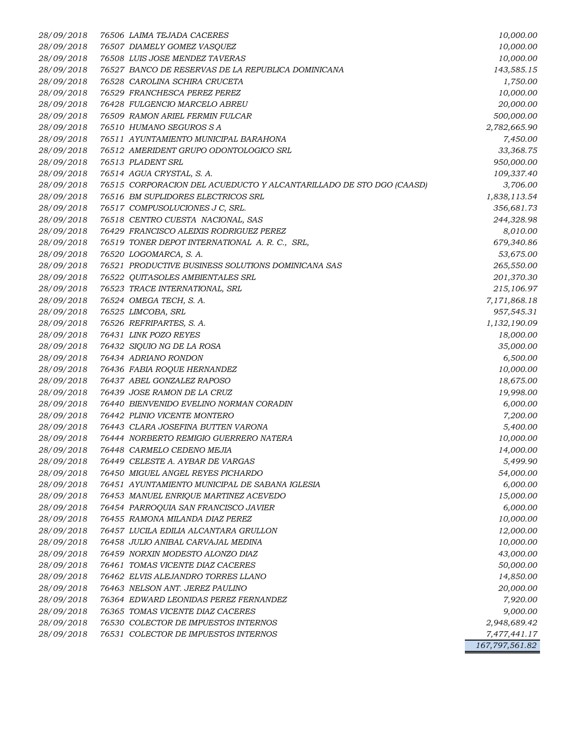| | | | |
|---|---|---|---|
| *28/09/2018* | *76506* | *LAIMA TEJADA CACERES* | *10,000.00* |
| *28/09/2018* | *76507* | *DIAMELY GOMEZ VASQUEZ* | *10,000.00* |
| *28/09/2018* | *76508* | *LUIS JOSE MENDEZ TAVERAS* | *10,000.00* |
| *28/09/2018* | *76527* | *BANCO DE RESERVAS DE LA REPUBLICA DOMINICANA* | *143,585.15* |
| *28/09/2018* | *76528* | *CAROLINA SCHIRA CRUCETA* | *1,750.00* |
| *28/09/2018* | *76529* | *FRANCHESCA PEREZ PEREZ* | *10,000.00* |
| *28/09/2018* | *76428* | *FULGENCIO MARCELO ABREU* | *20,000.00* |
| *28/09/2018* | *76509* | *RAMON ARIEL FERMIN FULCAR* | *500,000.00* |
| *28/09/2018* | *76510* | *HUMANO SEGUROS S A* | *2,782,665.90* |
| *28/09/2018* | *76511* | *AYUNTAMIENTO MUNICIPAL BARAHONA* | *7,450.00* |
| *28/09/2018* | *76512* | *AMERIDENT GRUPO ODONTOLOGICO SRL* | *33,368.75* |
| *28/09/2018* | *76513* | *PLADENT SRL* | *950,000.00* |
| *28/09/2018* | *76514* | *AGUA CRYSTAL, S. A.* | *109,337.40* |
| *28/09/2018* | *76515* | *CORPORACION DEL ACUEDUCTO Y ALCANTARILLADO DE STO DGO (CAASD)* | *3,706.00* |
| *28/09/2018* | *76516* | *BM SUPLIDORES ELECTRICOS SRL* | *1,838,113.54* |
| *28/09/2018* | *76517* | *COMPUSOLUCIONES J C, SRL.* | *356,681.73* |
| *28/09/2018* | *76518* | *CENTRO CUESTA NACIONAL, SAS* | *244,328.98* |
| *28/09/2018* | *76429* | *FRANCISCO ALEIXIS RODRIGUEZ PEREZ* | *8,010.00* |
| *28/09/2018* | *76519* | *TONER DEPOT INTERNATIONAL A. R. C., SRL,* | *679,340.86* |
| *28/09/2018* | *76520* | *LOGOMARCA, S. A.* | *53,675.00* |
| *28/09/2018* | *76521* | *PRODUCTIVE BUSINESS SOLUTIONS DOMINICANA SAS* | *265,550.00* |
| *28/09/2018* | *76522* | *QUITASOLES AMBIENTALES SRL* | *201,370.30* |
| *28/09/2018* | *76523* | *TRACE INTERNATIONAL, SRL* | *215,106.97* |
| *28/09/2018* | *76524* | *OMEGA TECH, S. A.* | *7,171,868.18* |
| *28/09/2018* | *76525* | *LIMCOBA, SRL* | *957,545.31* |
| *28/09/2018* | *76526* | *REFRIPARTES, S. A.* | *1,132,190.09* |
| *28/09/2018* | *76431* | *LINK POZO REYES* | *18,000.00* |
| *28/09/2018* | *76432* | *SIQUIO NG DE LA ROSA* | *35,000.00* |
| *28/09/2018* | *76434* | *ADRIANO RONDON* | *6,500.00* |
| *28/09/2018* | *76436* | *FABIA ROQUE HERNANDEZ* | *10,000.00* |
| *28/09/2018* | *76437* | *ABEL GONZALEZ RAPOSO* | *18,675.00* |
| *28/09/2018* | *76439* | *JOSE RAMON DE LA CRUZ* | *19,998.00* |
| *28/09/2018* | *76440* | *BIENVENIDO EVELINO NORMAN CORADIN* | *6,000.00* |
| *28/09/2018* | *76442* | *PLINIO VICENTE MONTERO* | *7,200.00* |
| *28/09/2018* | *76443* | *CLARA JOSEFINA BUTTEN VARONA* | *5,400.00* |
| *28/09/2018* | *76444* | *NORBERTO REMIGIO GUERRERO NATERA* | *10,000.00* |
| *28/09/2018* | *76448* | *CARMELO CEDENO MEJIA* | *14,000.00* |
| *28/09/2018* | *76449* | *CELESTE A. AYBAR DE VARGAS* | *5,499.90* |
| *28/09/2018* | *76450* | *MIGUEL ANGEL REYES PICHARDO* | *54,000.00* |
| *28/09/2018* | *76451* | *AYUNTAMIENTO MUNICIPAL DE SABANA IGLESIA* | *6,000.00* |
| *28/09/2018* | *76453* | *MANUEL ENRIQUE MARTINEZ ACEVEDO* | *15,000.00* |
| *28/09/2018* | *76454* | *PARROQUIA SAN FRANCISCO JAVIER* | *6,000.00* |
| *28/09/2018* | *76455* | *RAMONA MILANDA DIAZ PEREZ* | *10,000.00* |
| *28/09/2018* | *76457* | *LUCILA EDILIA ALCANTARA GRULLON* | *12,000.00* |
| *28/09/2018* | *76458* | *JULIO ANIBAL CARVAJAL MEDINA* | *10,000.00* |
| *28/09/2018* | *76459* | *NORXIN MODESTO ALONZO DIAZ* | *43,000.00* |
| *28/09/2018* | *76461* | *TOMAS VICENTE DIAZ CACERES* | *50,000.00* |
| *28/09/2018* | *76462* | *ELVIS ALEJANDRO TORRES LLANO* | *14,850.00* |
| *28/09/2018* | *76463* | *NELSON ANT. JEREZ PAULINO* | *20,000.00* |
| *28/09/2018* | *76364* | *EDWARD LEONIDAS PEREZ FERNANDEZ* | *7,920.00* |
| *28/09/2018* | *76365* | *TOMAS VICENTE DIAZ CACERES* | *9,000.00* |
| *28/09/2018* | *76530* | *COLECTOR DE IMPUESTOS INTERNOS* | *2,948,689.42* |
| *28/09/2018* | *76531* | *COLECTOR DE IMPUESTOS INTERNOS* | *7,477,441.17* |
| | | | *167,797,561.82* |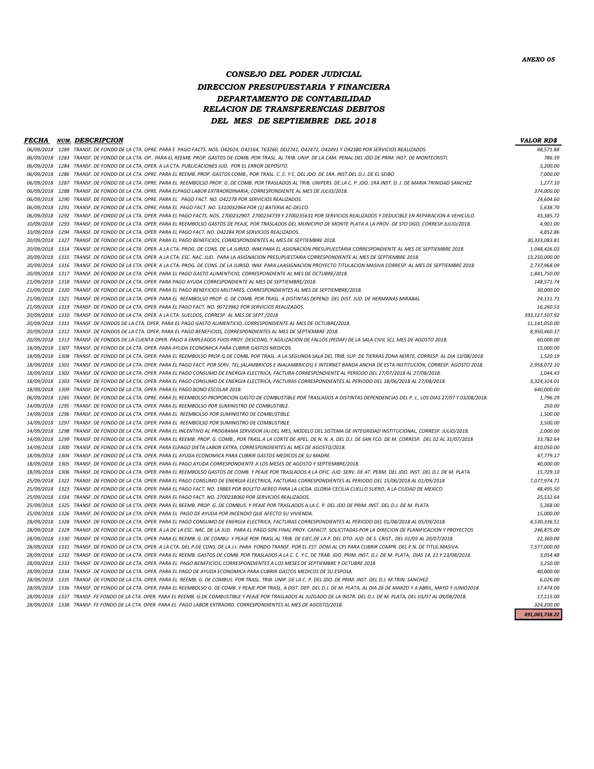**ANEXO 05**

# CONSEJO DEL PODER JUDICIAL
## DIRECCION PRESUPUESTARIA Y FINANCIERA
## DEPARTAMENTO DE CONTABILIDAD
## RELACION DE TRANSFERENCIAS DEBITOS
## DEL MES DE SEPTIEMBRE DEL 2018

| FECHA | NUM. | DESCRIPCION | VALOR RD$ |
|---|---|---|---|
| 06/09/2018 | 1289 | TRANSF. DE FONDO DE LA CTA. OPRE. PARA E PAGO FACTS. NOS. O42024, O42164, T63260, DD2741, O42472, O42491 Y O42380 POR SERVICIOS REALIZADOS. | 48,571.88 |
| 06/09/2018 | 1283 | TRANSF. DE FONDO DE LA CTA. OP.. PARA EL REEMB. PROP. GASTOS DE COMB. POR TRASL. AL TRIB. UNIP. DE LA CAM. PENAL DEL JDO DE PRIM. INST. DE MONTECRISTI. | 786.39 |
| 06/09/2018 | 1284 | TRANSF. DE FONDO DE LA CTA. OPER. A LA CTA. PUBLICACIONES JUD. POR EL ERROR DEPOSITO. | 3,200.00 |
| 06/09/2018 | 1286 | TRANSF. DE FONDO DE LA CTA. OPRE. PARA EL REEMB. PROP. GASTOS COMB., POR TRASL. C. C. Y C. DEL JDO. DE 1RA. INST.DEL D.J. DE EL SEIBO | 7,000.00 |
| 06/09/2018 | 1287 | TRANSF. DE FONDO DE LA CTA. OPRE. PARA EL REEMBOLSO PROP. G. DE COMB. POR TRASLADOS AL TRIB. UNIPERS. DE LA C. P. JDO. 1RA INST. D. J. DE MARIA TRINIDAD SANCHEZ | 1,277.10 |
| 06/09/2018 | 1288 | TRANSF. DE FONDO DE LA CTA. OPRE. PARA ELPAGO LABOR EXTRAORDINARIA, CORRESPONDIENTE AL MES DE JULIO/2018. | 374,000.00 |
| 06/09/2018 | 1290 | TRANSF. DE FONDO DE LA CTA. OPRE. PARA EL PAGO FACT. NO. O42278 POR SERVICIOS REALIZADOS. | 24,604.60 |
| 06/09/2018 | 1291 | TRANSF. DE FONDO DE LA CTA. OPRE. PARA EL PAGO FACT. NO. 5310032964 POR (1) BATERIA AC-DELCO. | 5,638.70 |
| 06/09/2018 | 1292 | TRANSF. DE FONDO DE LA CTA. OPER. PARA EL PAGO FACTS. NOS. 2700232907, 2700234739 Y 2700235631 POR SERVICIOS REALIZADOS Y DEDUCIBLE EN REPARACION A VEHICULO. | 43,385.72 |
| 10/09/2018 | 1293 | TRANSF. DE FONDO DE LA CTA. OPER. PARA EL REEMBOLSO GASTOS DE PEAJE, POR TRASLADOS DEL MUNICIPIO DE MONTE PLATA A LA PROV. DE STO DGO, CORRESP.JULIO/2018. | 4,901.00 |
| 10/09/2018 | 1294 | TRANSF. DE FONDO DE LA CTA. OPER. PARA EL PAGO FACT. NO. O42284 POR SERVICIOS REALIZADOS. | 4,852.86 |
| 20/09/2018 | 1327 | TRANSF. DE FONDO DE LA CTA. OPER. PARA EL PAGO BENEFICIOS, CORRESPONDIENTES AL MES DE SEPTIEMBRE 2018. | 30,333,083.81 |
| 20/09/2018 | 1314 | TRANSF. DE FONDO DE LA CTA. OPER. A LA CTA. PROG. DE CONS. DE LA JURISD. INM.PARA EL ASIGNACION PRESUPUESTARIA CORRESPONDIENTE AL MES DE SEPTIEMBRE 2018. | 1,048,426.03 |
| 20/09/2018 | 1315 | TRANSF. DE FONDO DE LA CTA. OPER. A LA CTA. ESC. NAC. JUD. PARA LA ASIGNACION PRESUPUESTARIA CORRESPONDIENTE AL MES DE SEPTIEMBRE 2018. | 13,250,000.00 |
| 20/09/2018 | 1316 | TRANSF. DE FONDO DE LA CTA. OPER. A LA CTA. PROG. DE CONS. DE LA JURISD. INM. PARA LAASIGNACION PROYECTO TITULACION MASIVA CORRESP. AL MES DE SEPTIEMBRE 2018. | 2,737,968.09 |
| 20/09/2018 | 1317 | TRANSF. DE FONDO DE LA CTA. OPER. PARA EL PAGO GASTO ALIMENTICIO, CORRESPONDIENTE AL MES DE OCTUBRE/2018. | 1,841,750.00 |
| 21/09/2018 | 1318 | TRANSF. DE FONDO DE LA CTA. OPER. PARA PAGO AYUDA CORRESPONDIENTE AL MES DE SEPTIEMBRE/2018. | 148,571.74 |
| 21/09/2018 | 1320 | TRANSF. DE FONDO DE LA CTA. OPER. PARA EL PAGO BENEFICIOS MILITARES, CORRESPONDIENTES AL MES DE SEPTIEMBRE/2018. | 30,000.00 |
| 21/09/2018 | 1321 | TRANSF. DE FONDO DE LA CTA. OPER. PARA EL REEMBOLSO PROP. G. DE COMB. POR TRASL. A DISTINTAS DEPEND. DEL DIST. JUD. DE HERMANAS MIRABAL | 24,131.71 |
| 21/09/2018 | 1319 | TRANSF. DE FONDO DE LA CTA. OPER. PARA EL PAGO FACT. NO. 90723962 POR SERVICIOS REALIZADOS. | 16,260.53 |
| 20/09/2018 | 1310 | TRANSF. DE FONDO DE LA CTA. OPER. A LA CTA. SUELDOS, CORRESP. AL MES DE SEPT./2018 | 393,127,507.92 |
| 20/09/2018 | 1311 | TRANSF. DE FONDOS DE LA CTA. OPER. PARA EL PAGO GASTO ALIMENTICIO, CORRESPONDIENTE AL MES DE OCTUBRE/2018. | 11,141,050.00 |
| 20/09/2018 | 1312 | TRANSF. DE FONDOS DE LA CTA. OPER. PARA EL PAGO BENEFICIOS, CORRESPONDIENTES AL MES DE SEPTIEMBRE 2018. | 8,950,460.37 |
| 20/09/2018 | 1313 | TRANSF. DE FONDOS DE LA CUENTA OPER. PAGO A EMPLEADOS FIJOS PROY. DESCONG. Y AGILIZACION DE FALLOS (PEDAF) DE LA SALA CIVIL SCJ, MES DE AGOSTO 2018. | 60,000.00 |
| 18/09/2018 | 1307 | TRANSF. DE FONDO DE LA CTA. OPER. PARA AYUDA ECONOMICA PARA CUBRIR GASTOS MEDICOS. | 15,000.00 |
| 18/09/2018 | 1308 | TRANSF. DE FONDO DE LA CTA. OPER. PARA EL REEMBOLSO PROP.G.DE COMB. POR TRASL. A LA SEGUNDA SALA DEL TRIB. SUP. DE TIERRAS ZONA NORTE, CORRESP. AL DIA 13/08/2018. | 1,520.19 |
| 18/09/2018 | 1301 | TRANSF. DE FONDO DE LA CTA. OPER. PARA EL PAGO FACT. POR SERV. TEL.(ALAMBRICOS E INALAMBRICOS) E INTERNET BANDA ANCHA DE ESTA INSTITUCION, CORRESP. AGOSTO 2018. | 2,958,072.10 |
| 18/09/2018 | 1302 | TRANSF. DE FONDO DE LA CTA. OPER. PARA EL PAGO CONSUMO DE ENERGIA ELECTRICA, FACTURA CORRESPONDIENTE AL PERIODO DEL 27/07/2018 AL 27/08/2018. | 1,044.43 |
| 18/09/2018 | 1303 | TRANSF. DE FONDO DE LA CTA. OPER. PARA EL PAGO CONSUMO DE ENERGIA ELECTRICA, FACTURAS CORRESPONDIENTES AL PERIODO DEL 18/06/2018 AL 27/08/2018. | 3,324,324.01 |
| 18/09/2018 | 1309 | TRANSF. DE FONDO DE LA CTA. OPER. PARA EL PAGO BONO ESCOLAR 2018. | 640,000.00 |
| 06/09/2018 | 1285 | TRANSF. DE FONDO DE LA CTA. OPRE. PARA EL REEMBOLSO PROPORCION GASTO DE COMBUSTIBLE POR TRASLADOS A DISTINTAS DEPENDENCIAS DEL P. J., LOS DIAS 27/07 Y 03/08/2018. | 1,796.29 |
| 14/09/2018 | 1295 | TRANSF. DE FONDO DE LA CTA. OPER. PARA EL REEMBOLSO POR SUMINISTRO DE COMBUSTIBLE. | 250.00 |
| 14/09/2018 | 1296 | TRANSF. DE FONDO DE LA CTA. OPER. PARA EL REEMBOLSO POR SUMINISTRO DE COMBUSTIBLE. | 1,500.00 |
| 14/09/2018 | 1297 | TRANSF. DE FONDO DE LA CTA. OPER. PARA EL REEMBOLSO POR SUMINISTRO DE COMBUSTIBLE. | 3,500.00 |
| 14/09/2018 | 1298 | TRANSF. DE FONDO DE LA CTA. OPER. PARA EL INCENTIVO AL PROGRAMA SERVIDOR (A) DEL MES, MODELO DEL SISTEMA DE INTEGRIDAD INSTITUCIONAL, CORRESP. JULIO/2018. | 2,000.00 |
| 14/09/2018 | 1299 | TRANSF. DE FONDO DE LA CTA. OPER. PARA EL REEMB. PROP. G. COMB., POR TRASL.A LA CORTE DE APEL. DE N. N. A. DEL D.J. DE SAN FCO. DE M. CORRESP. DEL 02 AL 31/07/2018 | 33,782.64 |
| 14/09/2018 | 1300 | TRANSF. DE FONDO DE LA CTA. OPER. PARA ELPAGO DIETA LABOR EXTRA, CORRESPONDIENTES AL MES DE AGOSTO/2018. | 810,050.00 |
| 18/09/2018 | 1304 | TRANSF. DE FONDO DE LA CTA. OPER. PARA EL AYUDA ECONOMICA PARA CUBRIR GASTOS MEDICOS DE SU MADRE. | 47,779.17 |
| 18/09/2018 | 1305 | TRANSF. DE FONDO DE LA CTA. OPER. PARA EL PAGO AYUDA CORRESPONDIENTE A LOS MESES DE AGOSTO Y SEPTIEMBRE/2018. | 40,000.00 |
| 18/09/2018 | 1306 | TRANSF. DE FONDO DE LA CTA. OPER. PARA EL REEMBOLSO GASTOS DE COMB. Y PEAJE POR TRASLADOS A LA OFIC. JUD. SERV. DE AT. PERM. DEL JDO. INST. DEL D.J. DE M. PLATA | 15,729.10 |
| 25/09/2018 | 1322 | TRANSF. DE FONDO DE LA CTA. OPER. PARA EL PAGO CONSUMO DE ENERGIA ELECTRICA, FACTURAS CORRESPONDIENTES AL PERIODO DEL 15/06/2018 AL 01/09/2018 | 7,077,974.71 |
| 25/09/2018 | 1323 | TRANSF. DE FONDO DE LA CTA. OPER. PARA EL PAGO FACT. NO. 19883 POR BOLETO AEREO PARA LA LICDA. GLORIA CECILIA CUELLO SUERO, A LA CIUDAD DE MEXICO. | 48,495.50 |
| 25/09/2018 | 1324 | TRANSF. DE FONDO DE LA CTA. OPER. PARA EL PAGO FACT. NO. 2700238060 POR SERVICIOS REALIZADOS. | 25,532.64 |
| 25/09/2018 | 1325 | TRANSF. DE FONDO DE LA CTA. OPER. PARA EL REEMB. PROP. G. DE COMBUS. Y PEAJE POR TRASLADOS A LA C. P. DEL JDO DE PRIM. INST. DEL D.J. DE M. PLATA | 5,268.00 |
| 25/09/2018 | 1326 | TRANSF. DE FONDO DE LA CTA. OPER. PARA EL PAGO DE AYUDA POR INCENDIO QUE AFECTO SU VIVIENDA. | 15,000.00 |
| 28/09/2018 | 1328 | TRANSF. DE FONDO DE LA CTA. OPER. PARA EL PAGO CONSUMO DE ENERGIA ELECTRICA, FACTURAS CORRESPONDIENTES AL PERIODO DEL 01/08/2018 AL 05/09/2018. | 4,530,336.51 |
| 28/09/2018 | 1329 | TRANSF. DE FONDO DE LA CTA. OPER. A LA DE LA ESC. NAC. DE LA JUD. PARA EL PAGO 50% FINAL PROY. CAPACIT. SOLICITADAS POR LA DIRECION DE PLANIFICACION Y PROYECTOS | 246,875.00 |
| 28/09/2018 | 1330 | TRANSF. DE FONDO DE LA CTA. OPER. PARA EL REEMB. G. DE COMBU. Y PEAJE POR TRASL.AL TRIB. DE EJEC.DE LA P. DEL DTO. JUD. DE S. CRIST., DEL 01/05 AL 20/07/2018. | 22,360.00 |
| 28/09/2018 | 1331 | TRANSF. DE FONDO DE LA CTA. OPER. A LA CTA. DEL P.DE CONS. DE LA J.I. PARA FONDO TRANSF. POR EL EST. DOM.AL CPJ PARA CUBRIR COMPR. DEL P.N. DE TITUL.MASIVA. | 7,577,000.00 |
| 28/09/2018 | 1332 | TRANSF. DE FONDO DE LA CTA. OPER. PARA EL REEMB. GASTOS DE COMB. POR TRASLADOS A LA C. C. Y C. DE TRAB. JDO. PRIM. INST. D.J. DE M. PLATA, DIAS 14, 21 Y 23/08/2018. | 3,054.48 |
| 28/09/2018 | 1333 | TRANSF. DE FONDO DE LA CTA. OPER. PARA EL PAGO BENEFICIOS, CORRESPONDIENTES A LOS MESES DE SEPTIEMBRE Y OCTUBRE 2018. | 3,250.00 |
| 28/09/2018 | 1334 | TRANSF. DE FONDO DE LA CTA. OPER. PARA EL PAGO DE AYUDA ECONOMICA PARA CUBRIR GASTOS MEDICOS DE SU ESPOSA. | 40,000.00 |
| 28/09/2018 | 1335 | TRANSF. DE FONDO DE LA CTA. OPER. PARA EL REEMB. G. DE COMBUS. POR TRASL. TRIB. UNIP. DE LA C. P. DEL JDO. DE PRIM. INST. DEL D.J. M.TRIN. SANCHEZ. | 6,026.00 |
| 28/09/2018 | 1336 | TRANSF. DE FONDO DE LA CTA. OPER. PARA EL REEMBOLSO G. DE COMB. Y PEAJE POR TRASL. A DIST. DEP. DEL D.J. DE M. PLATA, AL DIA 26 DE MARZO Y A ABRIL, MAYO Y JUNIO2018 | 17,474.00 |
| 28/09/2018 | 1337 | TRANSF. FE FONDO DE LA CTA. OPER. PARA EL REEMB. G.DE COMBUSTIBLE Y PEAJE POR TRASLADOS AL JUZGADO DE LA INSTR. DEL D.J. DE M. PLATA, DEL 03/07 AL 09/08/2018. | 17,115.00 |
| 28/09/2018 | 1338 | TRANSF. FE FONDO DE LA CTA. OPER. PARA EL PAGO LABOR EXTRAORD. CORRESPONDIENTES AL MES DE AGOSTO/2018. | 324,200.00 |
| | | | **491,083,738.22** |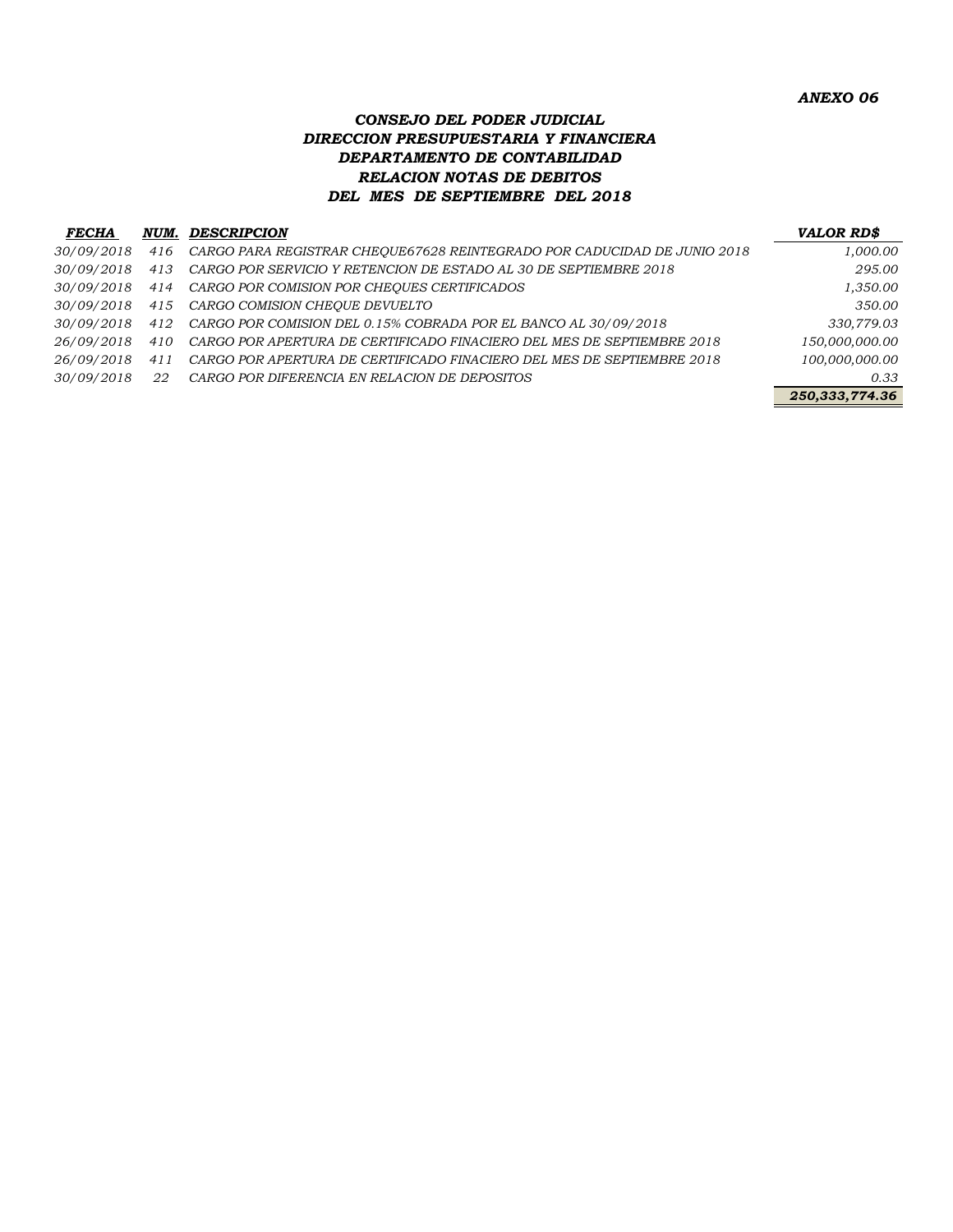***ANEXO 06***

***CONSEJO DEL PODER JUDICIAL***
***DIRECCION PRESUPUESTARIA Y FINANCIERA***
***DEPARTAMENTO DE CONTABILIDAD***
***RELACION NOTAS DE DEBITOS***
***DEL MES DE SEPTIEMBRE DEL 2018***

| *FECHA* | *NUM.* | *DESCRIPCION* | *VALOR RD$* |
|---|---|---|---|
| *30/09/2018* | *416* | *CARGO PARA REGISTRAR CHEQUE67628 REINTEGRADO POR CADUCIDAD DE JUNIO 2018* | *1,000.00* |
| *30/09/2018* | *413* | *CARGO POR SERVICIO Y RETENCION DE ESTADO AL 30 DE SEPTIEMBRE 2018* | *295.00* |
| *30/09/2018* | *414* | *CARGO POR COMISION POR CHEQUES CERTIFICADOS* | *1,350.00* |
| *30/09/2018* | *415* | *CARGO COMISION CHEQUE DEVUELTO* | *350.00* |
| *30/09/2018* | *412* | *CARGO POR COMISION DEL 0.15% COBRADA POR EL BANCO AL 30/09/2018* | *330,779.03* |
| *26/09/2018* | *410* | *CARGO POR APERTURA DE CERTIFICADO FINACIERO DEL MES DE SEPTIEMBRE 2018* | *150,000,000.00* |
| *26/09/2018* | *411* | *CARGO POR APERTURA DE CERTIFICADO FINACIERO DEL MES DE SEPTIEMBRE 2018* | *100,000,000.00* |
| *30/09/2018* | *22* | *CARGO POR DIFERENCIA EN RELACION DE DEPOSITOS* | *0.33* |
| | | | ***250,333,774.36*** |